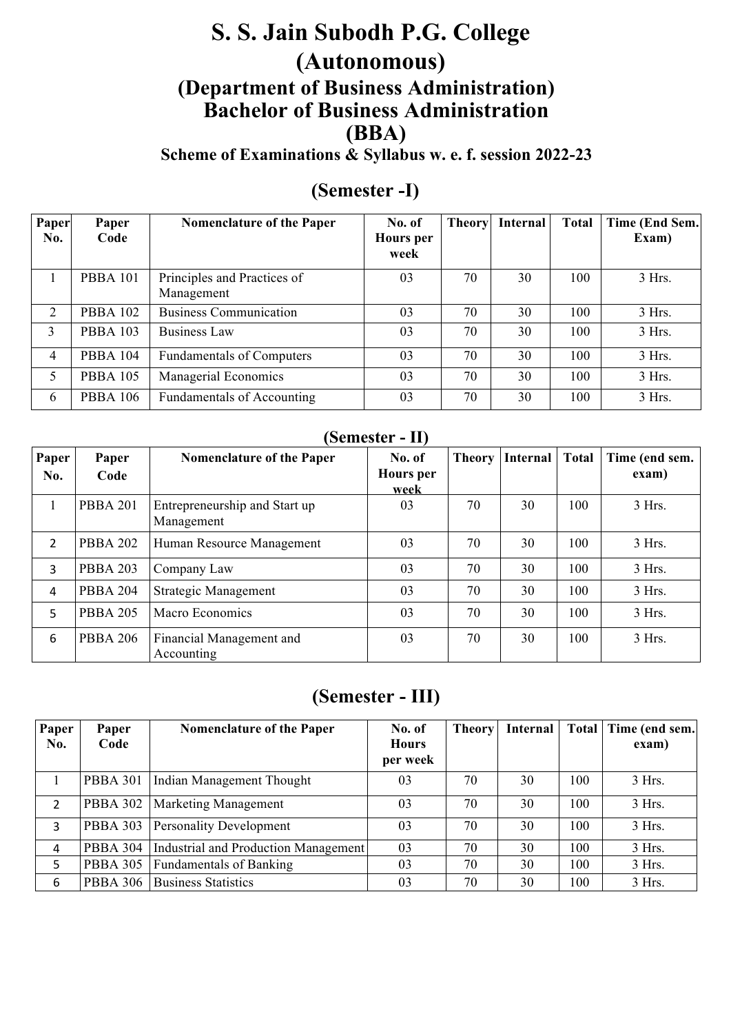# S. S. Jain Subodh P.G. College (Autonomous)

## (Department of Business Administration)

## Bachelor of Business Administration (BBA)

### Scheme of Examinations & Syllabus w. e. f. session 2022-23

## (Semester -I)

| Paper No. | Paper Code | Nomenclature of the Paper | No. of Hours per week | Theory | Internal | Total | Time (End Sem. Exam) |
|---|---|---|---|---|---|---|---|
| 1 | PBBA 101 | Principles and Practices of Management | 03 | 70 | 30 | 100 | 3 Hrs. |
| 2 | PBBA 102 | Business Communication | 03 | 70 | 30 | 100 | 3 Hrs. |
| 3 | PBBA 103 | Business Law | 03 | 70 | 30 | 100 | 3 Hrs. |
| 4 | PBBA 104 | Fundamentals of Computers | 03 | 70 | 30 | 100 | 3 Hrs. |
| 5 | PBBA 105 | Managerial Economics | 03 | 70 | 30 | 100 | 3 Hrs. |
| 6 | PBBA 106 | Fundamentals of Accounting | 03 | 70 | 30 | 100 | 3 Hrs. |

## (Semester - II)

| Paper No. | Paper Code | Nomenclature of the Paper | No. of Hours per week | Theory | Internal | Total | Time (end sem. exam) |
|---|---|---|---|---|---|---|---|
| 1 | PBBA 201 | Entrepreneurship and Start up Management | 03 | 70 | 30 | 100 | 3 Hrs. |
| 2 | PBBA 202 | Human Resource Management | 03 | 70 | 30 | 100 | 3 Hrs. |
| 3 | PBBA 203 | Company Law | 03 | 70 | 30 | 100 | 3 Hrs. |
| 4 | PBBA 204 | Strategic Management | 03 | 70 | 30 | 100 | 3 Hrs. |
| 5 | PBBA 205 | Macro Economics | 03 | 70 | 30 | 100 | 3 Hrs. |
| 6 | PBBA 206 | Financial Management and Accounting | 03 | 70 | 30 | 100 | 3 Hrs. |

## (Semester - III)

| Paper No. | Paper Code | Nomenclature of the Paper | No. of Hours per week | Theory | Internal | Total | Time (end sem. exam) |
|---|---|---|---|---|---|---|---|
| 1 | PBBA 301 | Indian Management Thought | 03 | 70 | 30 | 100 | 3 Hrs. |
| 2 | PBBA 302 | Marketing Management | 03 | 70 | 30 | 100 | 3 Hrs. |
| 3 | PBBA 303 | Personality Development | 03 | 70 | 30 | 100 | 3 Hrs. |
| 4 | PBBA 304 | Industrial and Production Management | 03 | 70 | 30 | 100 | 3 Hrs. |
| 5 | PBBA 305 | Fundamentals of Banking | 03 | 70 | 30 | 100 | 3 Hrs. |
| 6 | PBBA 306 | Business Statistics | 03 | 70 | 30 | 100 | 3 Hrs. |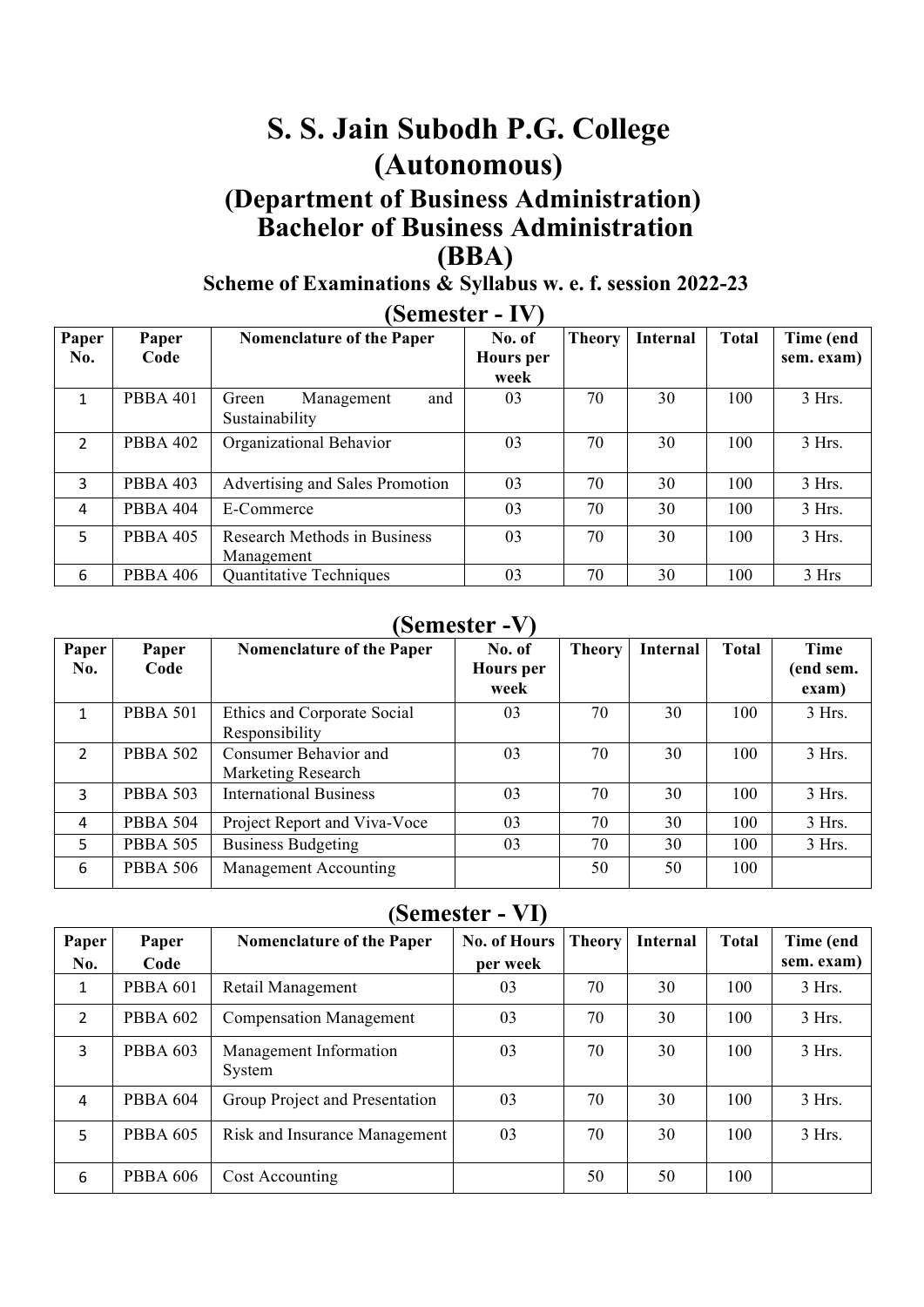# S. S. Jain Subodh P.G. College (Autonomous)

## (Department of Business Administration)

## Bachelor of Business Administration (BBA)

### Scheme of Examinations & Syllabus w. e. f. session 2022-23

## (Semester - IV)

| Paper No. | Paper Code | Nomenclature of the Paper | No. of Hours per week | Theory | Internal | Total | Time (end sem. exam) |
|---|---|---|---|---|---|---|---|
| 1 | PBBA 401 | Green Management and Sustainability | 03 | 70 | 30 | 100 | 3 Hrs. |
| 2 | PBBA 402 | Organizational Behavior | 03 | 70 | 30 | 100 | 3 Hrs. |
| 3 | PBBA 403 | Advertising and Sales Promotion | 03 | 70 | 30 | 100 | 3 Hrs. |
| 4 | PBBA 404 | E-Commerce | 03 | 70 | 30 | 100 | 3 Hrs. |
| 5 | PBBA 405 | Research Methods in Business Management | 03 | 70 | 30 | 100 | 3 Hrs. |
| 6 | PBBA 406 | Quantitative Techniques | 03 | 70 | 30 | 100 | 3 Hrs |

## (Semester -V)

| Paper No. | Paper Code | Nomenclature of the Paper | No. of Hours per week | Theory | Internal | Total | Time (end sem. exam) |
|---|---|---|---|---|---|---|---|
| 1 | PBBA 501 | Ethics and Corporate Social Responsibility | 03 | 70 | 30 | 100 | 3 Hrs. |
| 2 | PBBA 502 | Consumer Behavior and Marketing Research | 03 | 70 | 30 | 100 | 3 Hrs. |
| 3 | PBBA 503 | International Business | 03 | 70 | 30 | 100 | 3 Hrs. |
| 4 | PBBA 504 | Project Report and Viva-Voce | 03 | 70 | 30 | 100 | 3 Hrs. |
| 5 | PBBA 505 | Business Budgeting | 03 | 70 | 30 | 100 | 3 Hrs. |
| 6 | PBBA 506 | Management Accounting | | 50 | 50 | 100 | |

## (Semester - VI)

| Paper No. | Paper Code | Nomenclature of the Paper | No. of Hours per week | Theory | Internal | Total | Time (end sem. exam) |
|---|---|---|---|---|---|---|---|
| 1 | PBBA 601 | Retail Management | 03 | 70 | 30 | 100 | 3 Hrs. |
| 2 | PBBA 602 | Compensation Management | 03 | 70 | 30 | 100 | 3 Hrs. |
| 3 | PBBA 603 | Management Information System | 03 | 70 | 30 | 100 | 3 Hrs. |
| 4 | PBBA 604 | Group Project and Presentation | 03 | 70 | 30 | 100 | 3 Hrs. |
| 5 | PBBA 605 | Risk and Insurance Management | 03 | 70 | 30 | 100 | 3 Hrs. |
| 6 | PBBA 606 | Cost Accounting | | 50 | 50 | 100 | |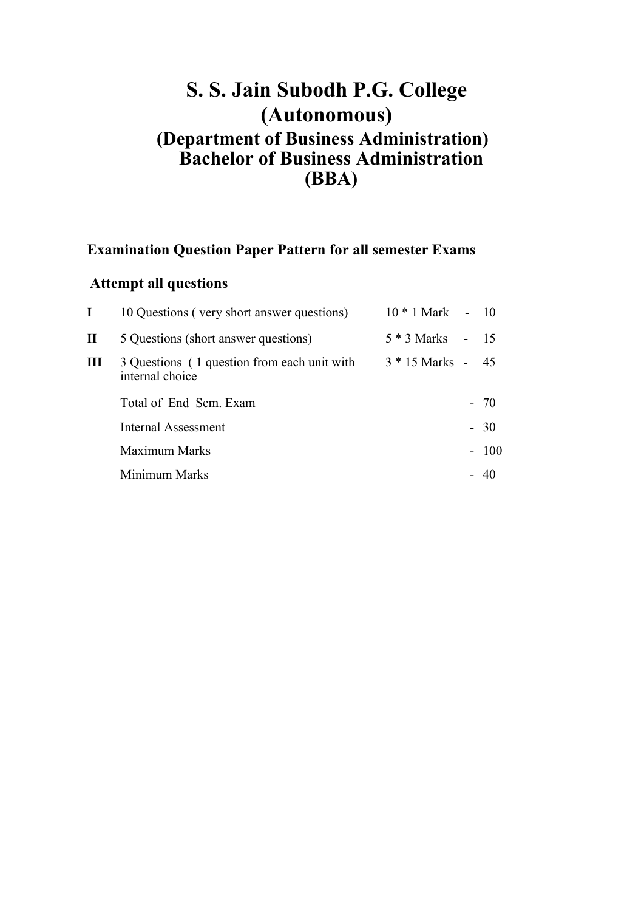# S. S. Jain Subodh P.G. College (Autonomous)

## (Department of Business Administration)

## Bachelor of Business Administration (BBA)

**Examination Question Paper Pattern for all semester Exams**

**Attempt all questions**

| | | | |
|---|---|---|---|
| **I** | 10 Questions ( very short answer questions) | 10 * 1 Mark - | 10 |
| **II** | 5 Questions (short answer questions) | 5 * 3 Marks - | 15 |
| **III** | 3 Questions ( 1 question from each unit with internal choice | 3 * 15 Marks - | 45 |
| | Total of End Sem. Exam | - | 70 |
| | Internal Assessment | - | 30 |
| | Maximum Marks | - | 100 |
| | Minimum Marks | - | 40 |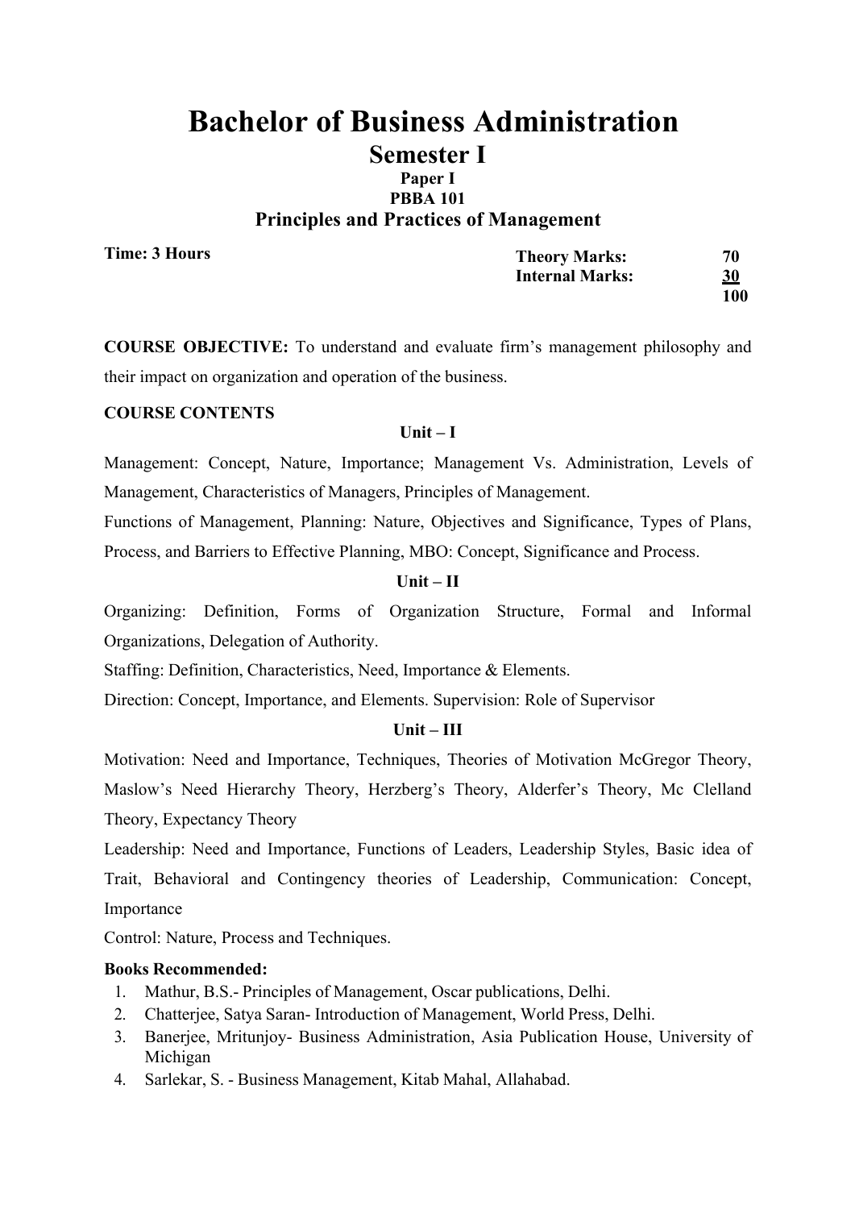# Bachelor of Business Administration

## Semester I

### Paper I

### PBBA 101

### Principles and Practices of Management

**Time: 3 Hours**

| | |
|---|---|
| **Theory Marks:** | **70** |
| **Internal Marks:** | **30** |
| | **100** |

**COURSE OBJECTIVE:** To understand and evaluate firm's management philosophy and their impact on organization and operation of the business.

**COURSE CONTENTS**

**Unit – I**

Management: Concept, Nature, Importance; Management Vs. Administration, Levels of Management, Characteristics of Managers, Principles of Management.

Functions of Management, Planning: Nature, Objectives and Significance, Types of Plans, Process, and Barriers to Effective Planning, MBO: Concept, Significance and Process.

**Unit – II**

Organizing: Definition, Forms of Organization Structure, Formal and Informal Organizations, Delegation of Authority.

Staffing: Definition, Characteristics, Need, Importance & Elements.

Direction: Concept, Importance, and Elements. Supervision: Role of Supervisor

**Unit – III**

Motivation: Need and Importance, Techniques, Theories of Motivation McGregor Theory, Maslow's Need Hierarchy Theory, Herzberg's Theory, Alderfer's Theory, Mc Clelland Theory, Expectancy Theory

Leadership: Need and Importance, Functions of Leaders, Leadership Styles, Basic idea of Trait, Behavioral and Contingency theories of Leadership, Communication: Concept, Importance

Control: Nature, Process and Techniques.

**Books Recommended:**

1. Mathur, B.S.- Principles of Management, Oscar publications, Delhi.
2. Chatterjee, Satya Saran- Introduction of Management, World Press, Delhi.
3. Banerjee, Mritunjoy- Business Administration, Asia Publication House, University of Michigan
4. Sarlekar, S. - Business Management, Kitab Mahal, Allahabad.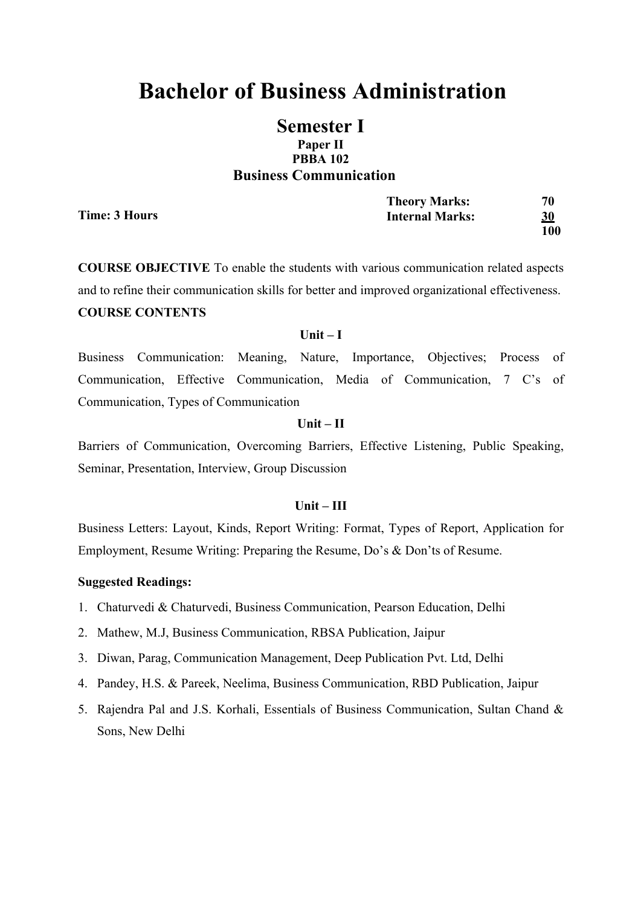# Bachelor of Business Administration

## Semester I

**Paper II**

**PBBA 102**

### Business Communication

| **Time: 3 Hours** | **Theory Marks:** | **70** |
|---|---|---|
| | **Internal Marks:** | **30** |
| | | **100** |

**COURSE OBJECTIVE** To enable the students with various communication related aspects and to refine their communication skills for better and improved organizational effectiveness.

**COURSE CONTENTS**

**Unit – I**

Business Communication: Meaning, Nature, Importance, Objectives; Process of Communication, Effective Communication, Media of Communication, 7 C's of Communication, Types of Communication

**Unit – II**

Barriers of Communication, Overcoming Barriers, Effective Listening, Public Speaking, Seminar, Presentation, Interview, Group Discussion

**Unit – III**

Business Letters: Layout, Kinds, Report Writing: Format, Types of Report, Application for Employment, Resume Writing: Preparing the Resume, Do's & Don'ts of Resume.

**Suggested Readings:**

1. Chaturvedi & Chaturvedi, Business Communication, Pearson Education, Delhi
2. Mathew, M.J, Business Communication, RBSA Publication, Jaipur
3. Diwan, Parag, Communication Management, Deep Publication Pvt. Ltd, Delhi
4. Pandey, H.S. & Pareek, Neelima, Business Communication, RBD Publication, Jaipur
5. Rajendra Pal and J.S. Korhali, Essentials of Business Communication, Sultan Chand & Sons, New Delhi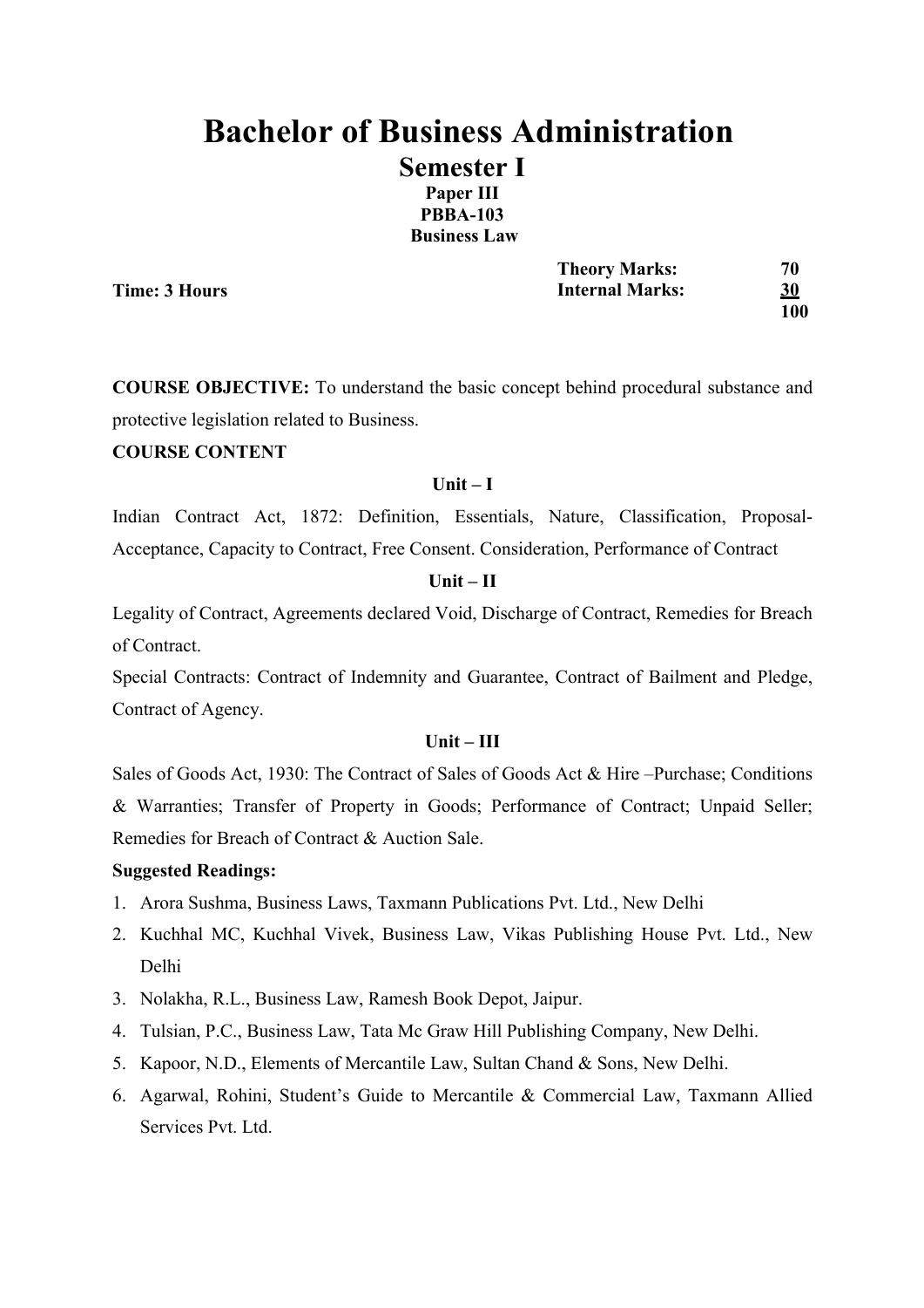# Bachelor of Business Administration

## Semester I

**Paper III**
**PBBA-103**
**Business Law**

| | | |
|---|---|---|
| **Time: 3 Hours** | **Theory Marks:** | **70** |
| | **Internal Marks:** | **30** |
| | | **100** |

**COURSE OBJECTIVE:** To understand the basic concept behind procedural substance and protective legislation related to Business.

**COURSE CONTENT**

**Unit – I**

Indian Contract Act, 1872: Definition, Essentials, Nature, Classification, Proposal-Acceptance, Capacity to Contract, Free Consent. Consideration, Performance of Contract

**Unit – II**

Legality of Contract, Agreements declared Void, Discharge of Contract, Remedies for Breach of Contract.

Special Contracts: Contract of Indemnity and Guarantee, Contract of Bailment and Pledge, Contract of Agency.

**Unit – III**

Sales of Goods Act, 1930: The Contract of Sales of Goods Act & Hire –Purchase; Conditions & Warranties; Transfer of Property in Goods; Performance of Contract; Unpaid Seller; Remedies for Breach of Contract & Auction Sale.

**Suggested Readings:**

1. Arora Sushma, Business Laws, Taxmann Publications Pvt. Ltd., New Delhi
2. Kuchhal MC, Kuchhal Vivek, Business Law, Vikas Publishing House Pvt. Ltd., New Delhi
3. Nolakha, R.L., Business Law, Ramesh Book Depot, Jaipur.
4. Tulsian, P.C., Business Law, Tata Mc Graw Hill Publishing Company, New Delhi.
5. Kapoor, N.D., Elements of Mercantile Law, Sultan Chand & Sons, New Delhi.
6. Agarwal, Rohini, Student's Guide to Mercantile & Commercial Law, Taxmann Allied Services Pvt. Ltd.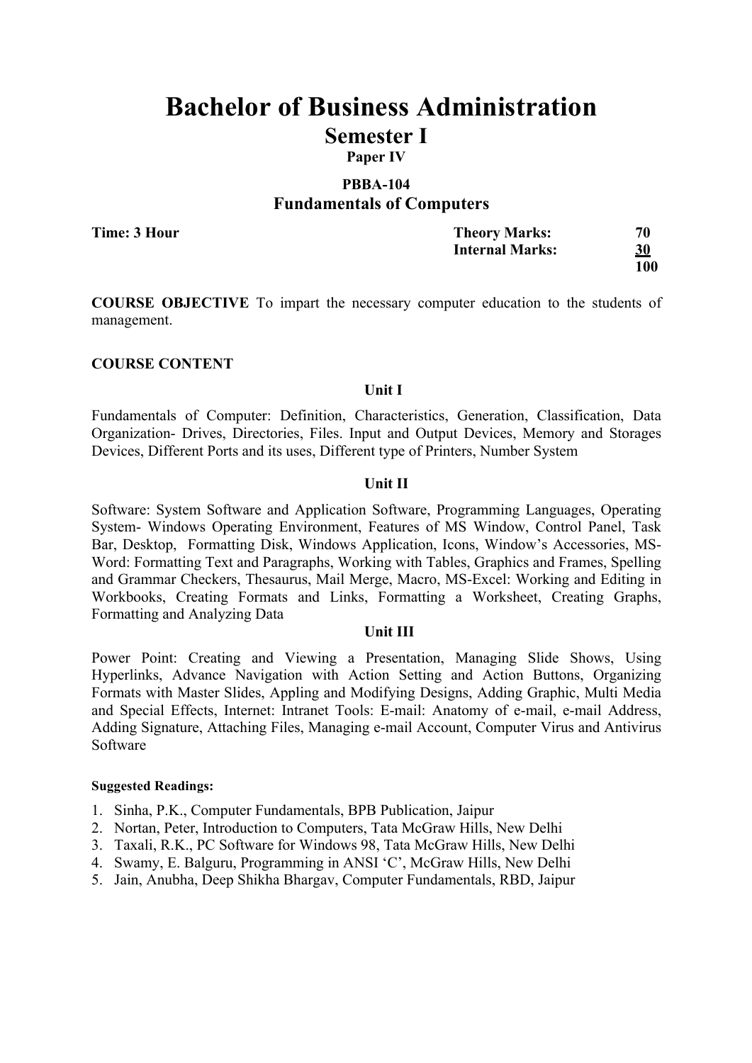# Bachelor of Business Administration

## Semester I

**Paper IV**

**PBBA-104**

## Fundamentals of Computers

| **Time: 3 Hour** | **Theory Marks:** | **70** |
|---|---|---|
| | **Internal Marks:** | **30** |
| | | **100** |

**COURSE OBJECTIVE** To impart the necessary computer education to the students of management.

**COURSE CONTENT**

**Unit I**

Fundamentals of Computer: Definition, Characteristics, Generation, Classification, Data Organization- Drives, Directories, Files. Input and Output Devices, Memory and Storages Devices, Different Ports and its uses, Different type of Printers, Number System

**Unit II**

Software: System Software and Application Software, Programming Languages, Operating System- Windows Operating Environment, Features of MS Window, Control Panel, Task Bar, Desktop, Formatting Disk, Windows Application, Icons, Window's Accessories, MS-Word: Formatting Text and Paragraphs, Working with Tables, Graphics and Frames, Spelling and Grammar Checkers, Thesaurus, Mail Merge, Macro, MS-Excel: Working and Editing in Workbooks, Creating Formats and Links, Formatting a Worksheet, Creating Graphs, Formatting and Analyzing Data

**Unit III**

Power Point: Creating and Viewing a Presentation, Managing Slide Shows, Using Hyperlinks, Advance Navigation with Action Setting and Action Buttons, Organizing Formats with Master Slides, Appling and Modifying Designs, Adding Graphic, Multi Media and Special Effects, Internet: Intranet Tools: E-mail: Anatomy of e-mail, e-mail Address, Adding Signature, Attaching Files, Managing e-mail Account, Computer Virus and Antivirus Software

**Suggested Readings:**

1. Sinha, P.K., Computer Fundamentals, BPB Publication, Jaipur
2. Nortan, Peter, Introduction to Computers, Tata McGraw Hills, New Delhi
3. Taxali, R.K., PC Software for Windows 98, Tata McGraw Hills, New Delhi
4. Swamy, E. Balguru, Programming in ANSI 'C', McGraw Hills, New Delhi
5. Jain, Anubha, Deep Shikha Bhargav, Computer Fundamentals, RBD, Jaipur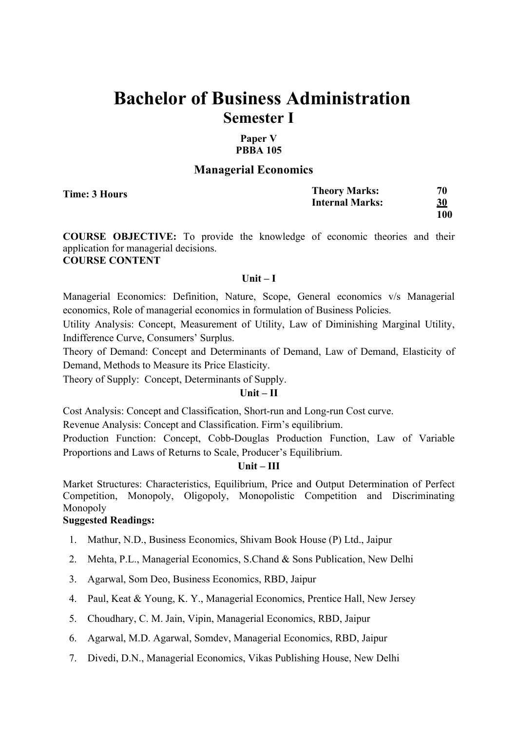# Bachelor of Business Administration

## Semester I

**Paper V**
**PBBA 105**

### Managerial Economics

**Time: 3 Hours**

| | |
|---|---|
| **Theory Marks:** | **70** |
| **Internal Marks:** | **30** |
| | **100** |

**COURSE OBJECTIVE:** To provide the knowledge of economic theories and their application for managerial decisions.

**COURSE CONTENT**

**Unit – I**

Managerial Economics: Definition, Nature, Scope, General economics v/s Managerial economics, Role of managerial economics in formulation of Business Policies.

Utility Analysis: Concept, Measurement of Utility, Law of Diminishing Marginal Utility, Indifference Curve, Consumers' Surplus.

Theory of Demand: Concept and Determinants of Demand, Law of Demand, Elasticity of Demand, Methods to Measure its Price Elasticity.

Theory of Supply: Concept, Determinants of Supply.

**Unit – II**

Cost Analysis: Concept and Classification, Short-run and Long-run Cost curve.

Revenue Analysis: Concept and Classification. Firm's equilibrium.

Production Function: Concept, Cobb-Douglas Production Function, Law of Variable Proportions and Laws of Returns to Scale, Producer's Equilibrium.

**Unit – III**

Market Structures: Characteristics, Equilibrium, Price and Output Determination of Perfect Competition, Monopoly, Oligopoly, Monopolistic Competition and Discriminating Monopoly

**Suggested Readings:**

1. Mathur, N.D., Business Economics, Shivam Book House (P) Ltd., Jaipur
2. Mehta, P.L., Managerial Economics, S.Chand & Sons Publication, New Delhi
3. Agarwal, Som Deo, Business Economics, RBD, Jaipur
4. Paul, Keat & Young, K. Y., Managerial Economics, Prentice Hall, New Jersey
5. Choudhary, C. M. Jain, Vipin, Managerial Economics, RBD, Jaipur
6. Agarwal, M.D. Agarwal, Somdev, Managerial Economics, RBD, Jaipur
7. Divedi, D.N., Managerial Economics, Vikas Publishing House, New Delhi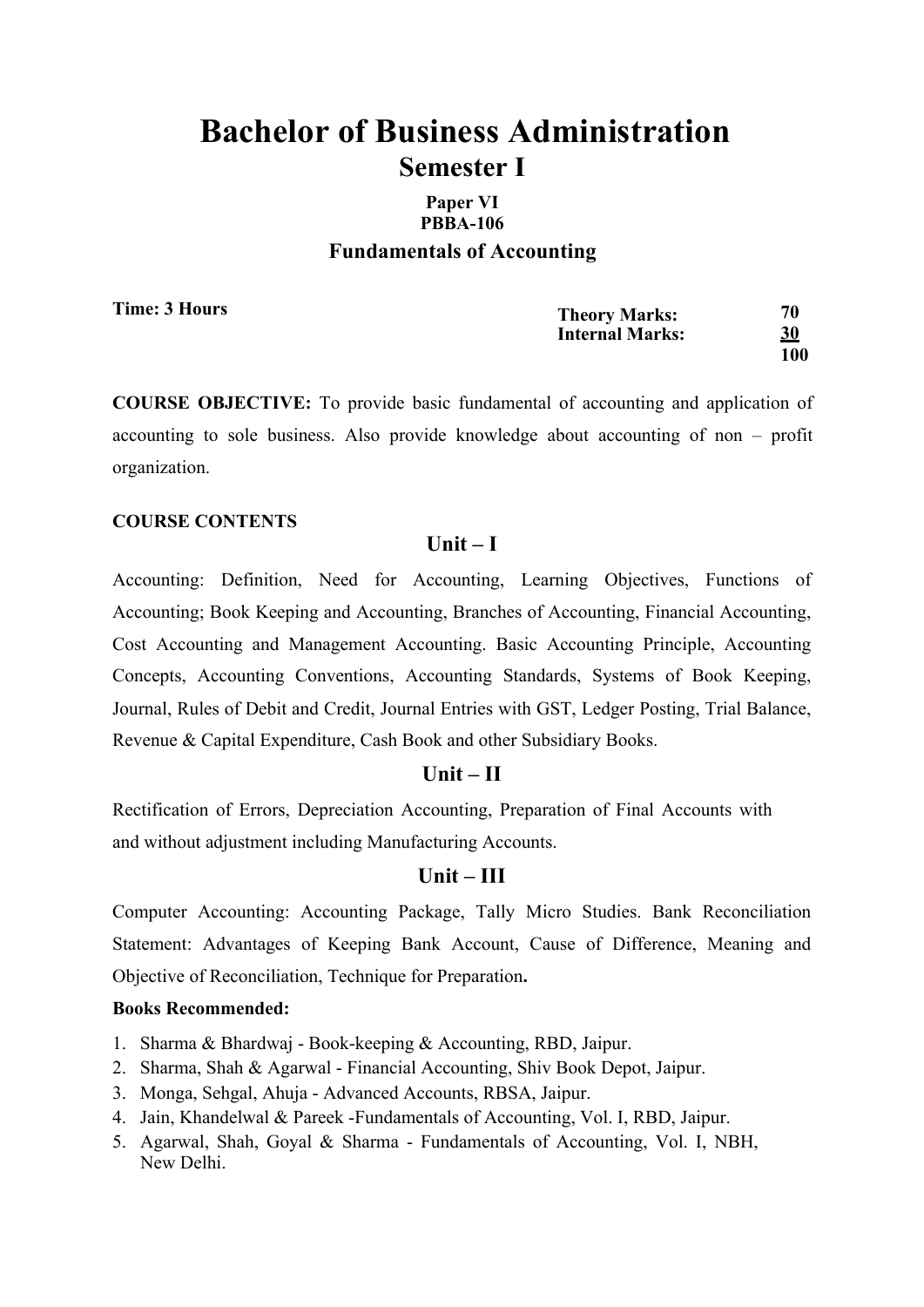# Bachelor of Business Administration

## Semester I

**Paper VI**

**PBBA-106**

### Fundamentals of Accounting

**Time: 3 Hours**

| | |
|---|---|
| **Theory Marks:** | **70** |
| **Internal Marks:** | **30** |
| | **100** |

**COURSE OBJECTIVE:** To provide basic fundamental of accounting and application of accounting to sole business. Also provide knowledge about accounting of non – profit organization.

**COURSE CONTENTS**

### Unit – I

Accounting: Definition, Need for Accounting, Learning Objectives, Functions of Accounting; Book Keeping and Accounting, Branches of Accounting, Financial Accounting, Cost Accounting and Management Accounting. Basic Accounting Principle, Accounting Concepts, Accounting Conventions, Accounting Standards, Systems of Book Keeping, Journal, Rules of Debit and Credit, Journal Entries with GST, Ledger Posting, Trial Balance, Revenue & Capital Expenditure, Cash Book and other Subsidiary Books.

### Unit – II

Rectification of Errors, Depreciation Accounting, Preparation of Final Accounts with and without adjustment including Manufacturing Accounts.

### Unit – III

Computer Accounting: Accounting Package, Tally Micro Studies. Bank Reconciliation Statement: Advantages of Keeping Bank Account, Cause of Difference, Meaning and Objective of Reconciliation, Technique for Preparation**.**

**Books Recommended:**

1. Sharma & Bhardwaj - Book-keeping & Accounting, RBD, Jaipur.
2. Sharma, Shah & Agarwal - Financial Accounting, Shiv Book Depot, Jaipur.
3. Monga, Sehgal, Ahuja - Advanced Accounts, RBSA, Jaipur.
4. Jain, Khandelwal & Pareek -Fundamentals of Accounting, Vol. I, RBD, Jaipur.
5. Agarwal, Shah, Goyal & Sharma - Fundamentals of Accounting, Vol. I, NBH, New Delhi.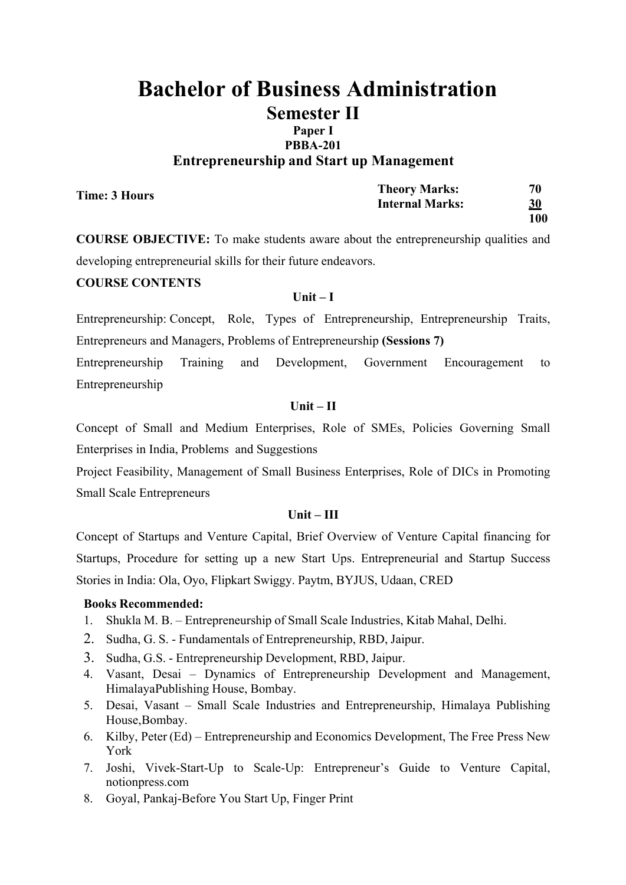# Bachelor of Business Administration

## Semester II

**Paper I**

**PBBA-201**

### Entrepreneurship and Start up Management

**Time: 3 Hours**

| | |
|---|---|
| **Theory Marks:** | **70** |
| **Internal Marks:** | **30** |
| | **100** |

**COURSE OBJECTIVE:** To make students aware about the entrepreneurship qualities and developing entrepreneurial skills for their future endeavors.

**COURSE CONTENTS**

**Unit – I**

Entrepreneurship: Concept, Role, Types of Entrepreneurship, Entrepreneurship Traits, Entrepreneurs and Managers, Problems of Entrepreneurship **(Sessions 7)**

Entrepreneurship Training and Development, Government Encouragement to Entrepreneurship

**Unit – II**

Concept of Small and Medium Enterprises, Role of SMEs, Policies Governing Small Enterprises in India, Problems and Suggestions

Project Feasibility, Management of Small Business Enterprises, Role of DICs in Promoting Small Scale Entrepreneurs

**Unit – III**

Concept of Startups and Venture Capital, Brief Overview of Venture Capital financing for Startups, Procedure for setting up a new Start Ups. Entrepreneurial and Startup Success Stories in India: Ola, Oyo, Flipkart Swiggy. Paytm, BYJUS, Udaan, CRED

**Books Recommended:**

1. Shukla M. B. – Entrepreneurship of Small Scale Industries, Kitab Mahal, Delhi.
2. Sudha, G. S. - Fundamentals of Entrepreneurship, RBD, Jaipur.
3. Sudha, G.S. - Entrepreneurship Development, RBD, Jaipur.
4. Vasant, Desai – Dynamics of Entrepreneurship Development and Management, HimalayaPublishing House, Bombay.
5. Desai, Vasant – Small Scale Industries and Entrepreneurship, Himalaya Publishing House,Bombay.
6. Kilby, Peter (Ed) – Entrepreneurship and Economics Development, The Free Press New York
7. Joshi, Vivek-Start-Up to Scale-Up: Entrepreneur's Guide to Venture Capital, notionpress.com
8. Goyal, Pankaj-Before You Start Up, Finger Print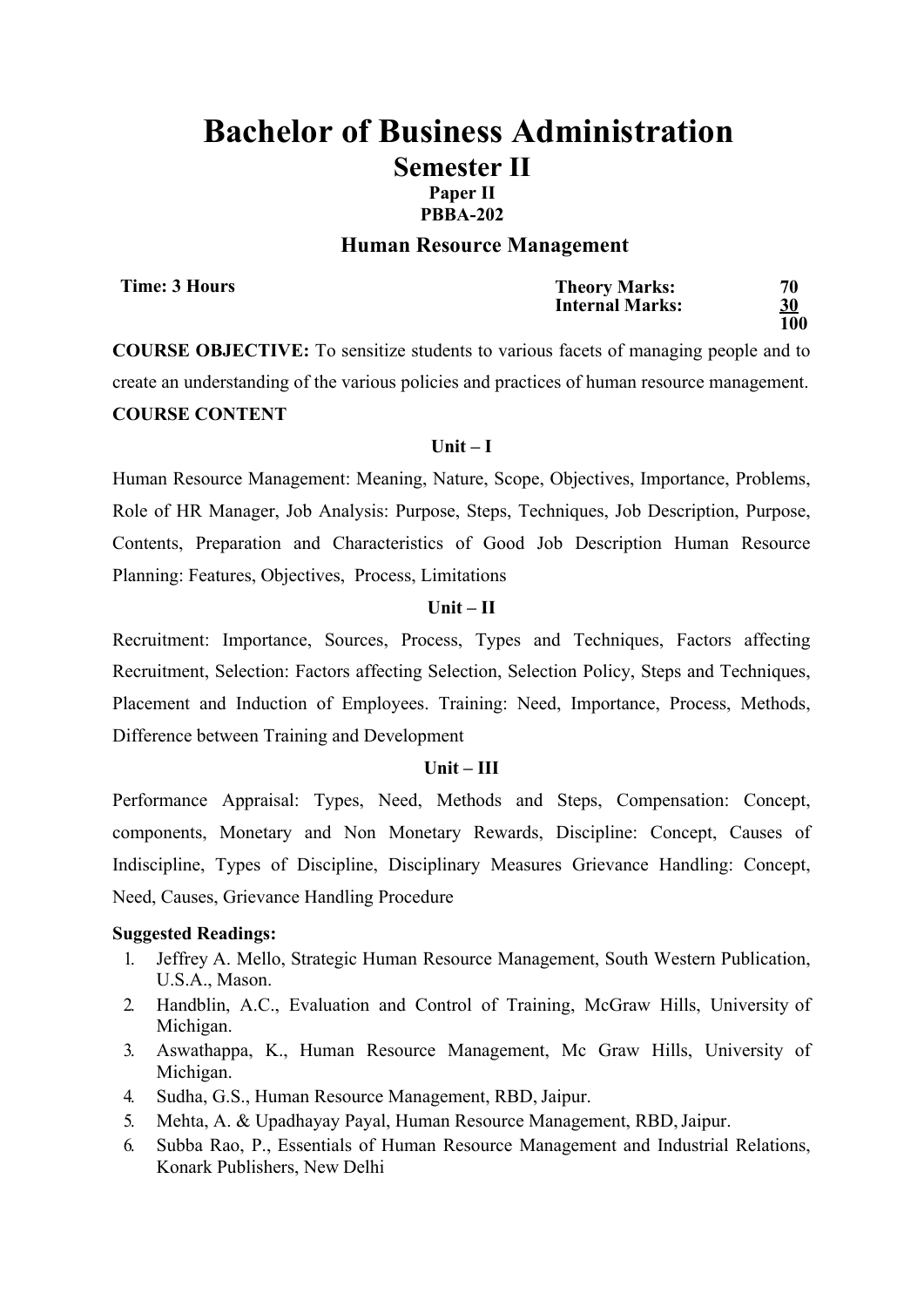# Bachelor of Business Administration

## Semester II

### Paper II

### PBBA-202

### Human Resource Management

**Time: 3 Hours**

| | |
|---|---|
| **Theory Marks:** | **70** |
| **Internal Marks:** | **30** |
| | **100** |

**COURSE OBJECTIVE:** To sensitize students to various facets of managing people and to create an understanding of the various policies and practices of human resource management.

**COURSE CONTENT**

**Unit – I**

Human Resource Management: Meaning, Nature, Scope, Objectives, Importance, Problems, Role of HR Manager, Job Analysis: Purpose, Steps, Techniques, Job Description, Purpose, Contents, Preparation and Characteristics of Good Job Description Human Resource Planning: Features, Objectives, Process, Limitations

**Unit – II**

Recruitment: Importance, Sources, Process, Types and Techniques, Factors affecting Recruitment, Selection: Factors affecting Selection, Selection Policy, Steps and Techniques, Placement and Induction of Employees. Training: Need, Importance, Process, Methods, Difference between Training and Development

**Unit – III**

Performance Appraisal: Types, Need, Methods and Steps, Compensation: Concept, components, Monetary and Non Monetary Rewards, Discipline: Concept, Causes of Indiscipline, Types of Discipline, Disciplinary Measures Grievance Handling: Concept, Need, Causes, Grievance Handling Procedure

**Suggested Readings:**

1. Jeffrey A. Mello, Strategic Human Resource Management, South Western Publication, U.S.A., Mason.
2. Handblin, A.C., Evaluation and Control of Training, McGraw Hills, University of Michigan.
3. Aswathappa, K., Human Resource Management, Mc Graw Hills, University of Michigan.
4. Sudha, G.S., Human Resource Management, RBD, Jaipur.
5. Mehta, A. & Upadhayay Payal, Human Resource Management, RBD, Jaipur.
6. Subba Rao, P., Essentials of Human Resource Management and Industrial Relations, Konark Publishers, New Delhi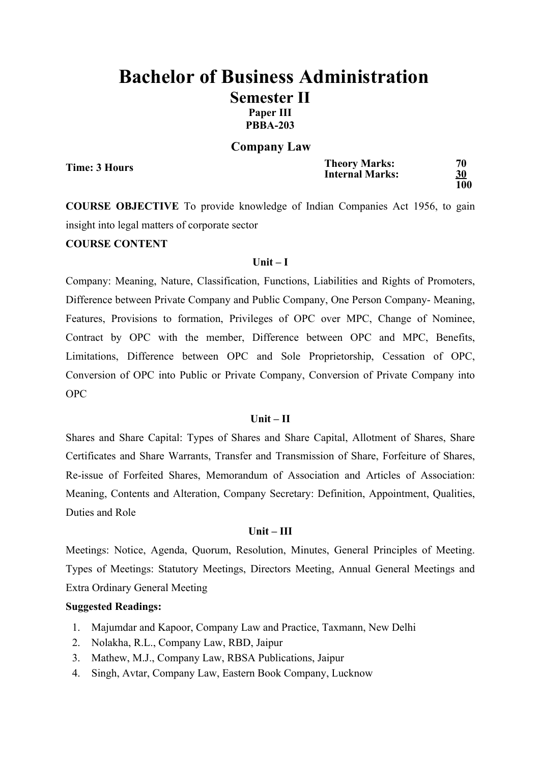# Bachelor of Business Administration

## Semester II

**Paper III**

**PBBA-203**

### Company Law

**Time: 3 Hours**

| | |
|---|---|
| **Theory Marks:** | **70** |
| **Internal Marks:** | **30** |
| | **100** |

**COURSE OBJECTIVE** To provide knowledge of Indian Companies Act 1956, to gain insight into legal matters of corporate sector

**COURSE CONTENT**

**Unit – I**

Company: Meaning, Nature, Classification, Functions, Liabilities and Rights of Promoters, Difference between Private Company and Public Company, One Person Company- Meaning, Features, Provisions to formation, Privileges of OPC over MPC, Change of Nominee, Contract by OPC with the member, Difference between OPC and MPC, Benefits, Limitations, Difference between OPC and Sole Proprietorship, Cessation of OPC, Conversion of OPC into Public or Private Company, Conversion of Private Company into OPC

**Unit – II**

Shares and Share Capital: Types of Shares and Share Capital, Allotment of Shares, Share Certificates and Share Warrants, Transfer and Transmission of Share, Forfeiture of Shares, Re-issue of Forfeited Shares, Memorandum of Association and Articles of Association: Meaning, Contents and Alteration, Company Secretary: Definition, Appointment, Qualities, Duties and Role

**Unit – III**

Meetings: Notice, Agenda, Quorum, Resolution, Minutes, General Principles of Meeting. Types of Meetings: Statutory Meetings, Directors Meeting, Annual General Meetings and Extra Ordinary General Meeting

**Suggested Readings:**

1. Majumdar and Kapoor, Company Law and Practice, Taxmann, New Delhi
2. Nolakha, R.L., Company Law, RBD, Jaipur
3. Mathew, M.J., Company Law, RBSA Publications, Jaipur
4. Singh, Avtar, Company Law, Eastern Book Company, Lucknow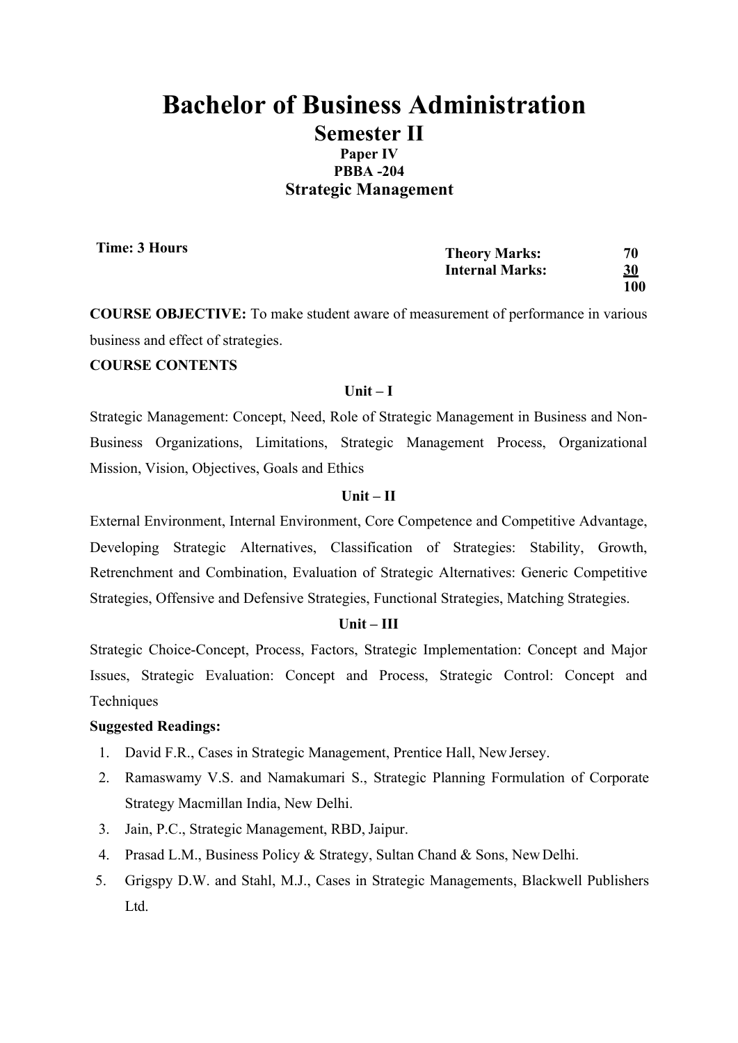# Bachelor of Business Administration

## Semester II

### Paper IV

### PBBA -204

## Strategic Management

**Time: 3 Hours**

| | | |
|---|---|---|
| **Theory Marks:** | | **70** |
| **Internal Marks:** | | **30** |
| | | **100** |

**COURSE OBJECTIVE:** To make student aware of measurement of performance in various business and effect of strategies.

**COURSE CONTENTS**

**Unit – I**

Strategic Management: Concept, Need, Role of Strategic Management in Business and Non-Business Organizations, Limitations, Strategic Management Process, Organizational Mission, Vision, Objectives, Goals and Ethics

**Unit – II**

External Environment, Internal Environment, Core Competence and Competitive Advantage, Developing Strategic Alternatives, Classification of Strategies: Stability, Growth, Retrenchment and Combination, Evaluation of Strategic Alternatives: Generic Competitive Strategies, Offensive and Defensive Strategies, Functional Strategies, Matching Strategies.

**Unit – III**

Strategic Choice-Concept, Process, Factors, Strategic Implementation: Concept and Major Issues, Strategic Evaluation: Concept and Process, Strategic Control: Concept and Techniques

**Suggested Readings:**

1. David F.R., Cases in Strategic Management, Prentice Hall, New Jersey.
2. Ramaswamy V.S. and Namakumari S., Strategic Planning Formulation of Corporate Strategy Macmillan India, New Delhi.
3. Jain, P.C., Strategic Management, RBD, Jaipur.
4. Prasad L.M., Business Policy & Strategy, Sultan Chand & Sons, New Delhi.
5. Grigspy D.W. and Stahl, M.J., Cases in Strategic Managements, Blackwell Publishers Ltd.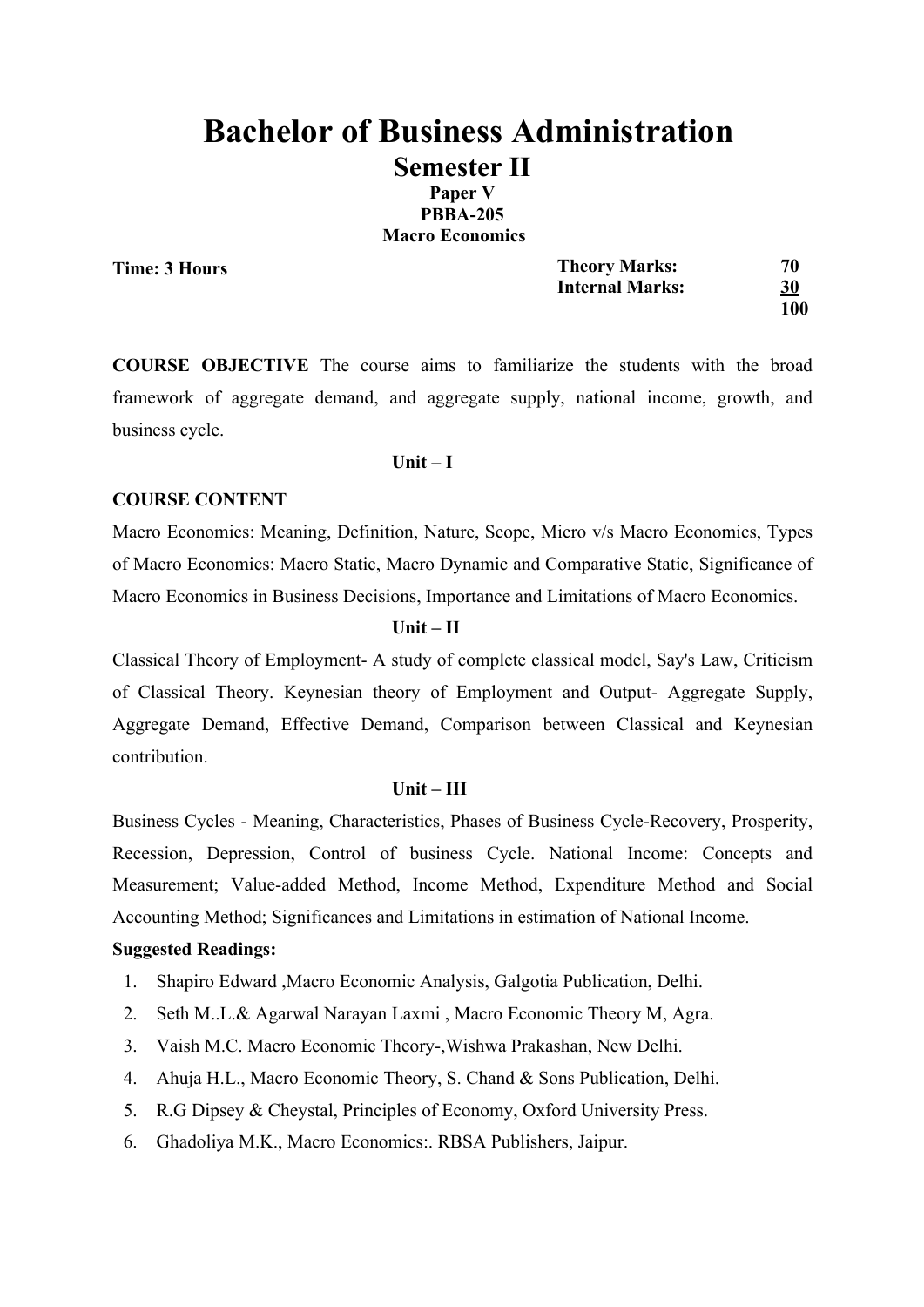# Bachelor of Business Administration

## Semester II

**Paper V**

**PBBA-205**

**Macro Economics**

**Time: 3 Hours**

| | |
|---|---|
| **Theory Marks:** | **70** |
| **Internal Marks:** | **30** |
| | **100** |

**COURSE OBJECTIVE** The course aims to familiarize the students with the broad framework of aggregate demand, and aggregate supply, national income, growth, and business cycle.

**Unit – I**

**COURSE CONTENT**

Macro Economics: Meaning, Definition, Nature, Scope, Micro v/s Macro Economics, Types of Macro Economics: Macro Static, Macro Dynamic and Comparative Static, Significance of Macro Economics in Business Decisions, Importance and Limitations of Macro Economics.

**Unit – II**

Classical Theory of Employment- A study of complete classical model, Say's Law, Criticism of Classical Theory. Keynesian theory of Employment and Output- Aggregate Supply, Aggregate Demand, Effective Demand, Comparison between Classical and Keynesian contribution.

**Unit – III**

Business Cycles - Meaning, Characteristics, Phases of Business Cycle-Recovery, Prosperity, Recession, Depression, Control of business Cycle. National Income: Concepts and Measurement; Value-added Method, Income Method, Expenditure Method and Social Accounting Method; Significances and Limitations in estimation of National Income.

**Suggested Readings:**

1. Shapiro Edward ,Macro Economic Analysis, Galgotia Publication, Delhi.
2. Seth M..L.& Agarwal Narayan Laxmi , Macro Economic Theory M, Agra.
3. Vaish M.C. Macro Economic Theory-,Wishwa Prakashan, New Delhi.
4. Ahuja H.L., Macro Economic Theory, S. Chand & Sons Publication, Delhi.
5. R.G Dipsey & Cheystal, Principles of Economy, Oxford University Press.
6. Ghadoliya M.K., Macro Economics:. RBSA Publishers, Jaipur.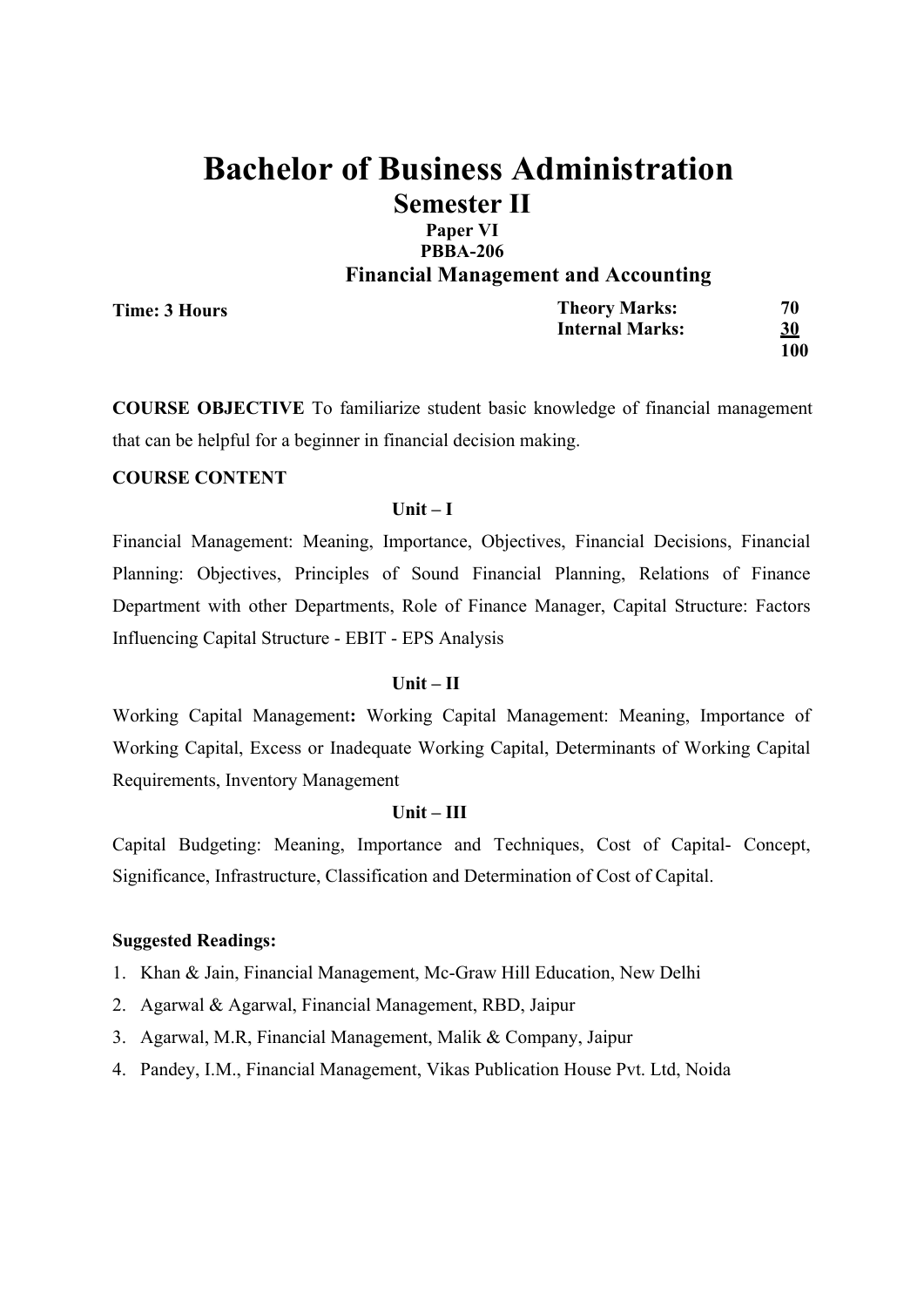# Bachelor of Business Administration

## Semester II

### Paper VI

### PBBA-206

### Financial Management and Accounting

**Time: 3 Hours**

| | |
|---|---|
| **Theory Marks:** | **70** |
| **Internal Marks:** | **30** |
| | **100** |

**COURSE OBJECTIVE** To familiarize student basic knowledge of financial management that can be helpful for a beginner in financial decision making.

**COURSE CONTENT**

**Unit – I**

Financial Management: Meaning, Importance, Objectives, Financial Decisions, Financial Planning: Objectives, Principles of Sound Financial Planning, Relations of Finance Department with other Departments, Role of Finance Manager, Capital Structure: Factors Influencing Capital Structure - EBIT - EPS Analysis

**Unit – II**

Working Capital Management**:** Working Capital Management: Meaning, Importance of Working Capital, Excess or Inadequate Working Capital, Determinants of Working Capital Requirements, Inventory Management

**Unit – III**

Capital Budgeting: Meaning, Importance and Techniques, Cost of Capital- Concept, Significance, Infrastructure, Classification and Determination of Cost of Capital.

**Suggested Readings:**

1. Khan & Jain, Financial Management, Mc-Graw Hill Education, New Delhi
2. Agarwal & Agarwal, Financial Management, RBD, Jaipur
3. Agarwal, M.R, Financial Management, Malik & Company, Jaipur
4. Pandey, I.M., Financial Management, Vikas Publication House Pvt. Ltd, Noida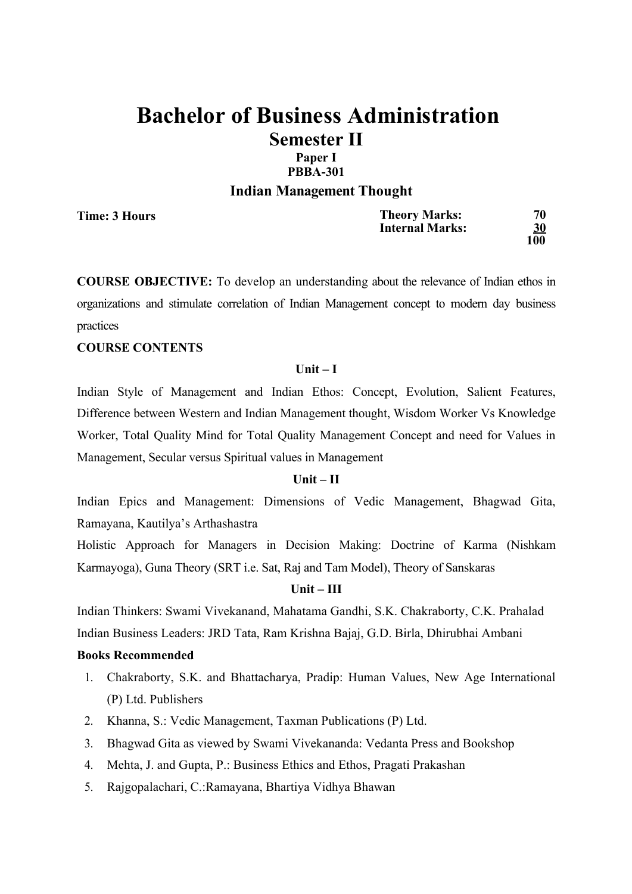# Bachelor of Business Administration

## Semester II

**Paper I**
**PBBA-301**

### Indian Management Thought

| **Time: 3 Hours** | **Theory Marks:** | **70** |
|---|---|---|
| | **Internal Marks:** | **30** |
| | | **100** |

**COURSE OBJECTIVE:** To develop an understanding about the relevance of Indian ethos in organizations and stimulate correlation of Indian Management concept to modern day business practices

**COURSE CONTENTS**

**Unit – I**

Indian Style of Management and Indian Ethos: Concept, Evolution, Salient Features, Difference between Western and Indian Management thought, Wisdom Worker Vs Knowledge Worker, Total Quality Mind for Total Quality Management Concept and need for Values in Management, Secular versus Spiritual values in Management

**Unit – II**

Indian Epics and Management: Dimensions of Vedic Management, Bhagwad Gita, Ramayana, Kautilya's Arthashastra

Holistic Approach for Managers in Decision Making: Doctrine of Karma (Nishkam Karmayoga), Guna Theory (SRT i.e. Sat, Raj and Tam Model), Theory of Sanskaras

**Unit – III**

Indian Thinkers: Swami Vivekanand, Mahatama Gandhi, S.K. Chakraborty, C.K. Prahalad

Indian Business Leaders: JRD Tata, Ram Krishna Bajaj, G.D. Birla, Dhirubhai Ambani

**Books Recommended**

1. Chakraborty, S.K. and Bhattacharya, Pradip: Human Values, New Age International (P) Ltd. Publishers
2. Khanna, S.: Vedic Management, Taxman Publications (P) Ltd.
3. Bhagwad Gita as viewed by Swami Vivekananda: Vedanta Press and Bookshop
4. Mehta, J. and Gupta, P.: Business Ethics and Ethos, Pragati Prakashan
5. Rajgopalachari, C.:Ramayana, Bhartiya Vidhya Bhawan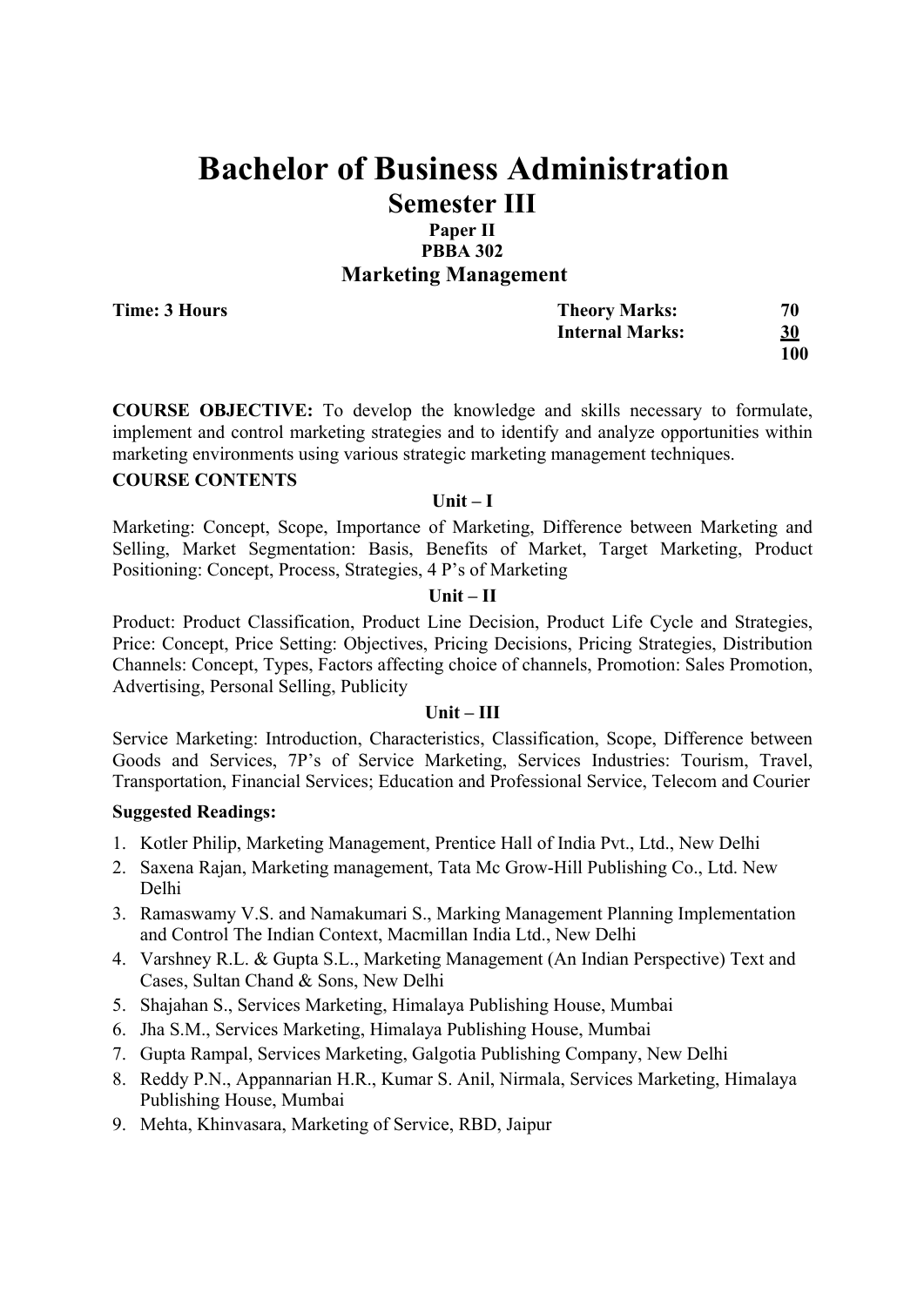# Bachelor of Business Administration

## Semester III

### Paper II

### PBBA 302

### Marketing Management

| **Time: 3 Hours** | **Theory Marks:** | **70** |
|---|---|---|
| | **Internal Marks:** | **30** |
| | | **100** |

**COURSE OBJECTIVE:** To develop the knowledge and skills necessary to formulate, implement and control marketing strategies and to identify and analyze opportunities within marketing environments using various strategic marketing management techniques.

**COURSE CONTENTS**

**Unit – I**

Marketing: Concept, Scope, Importance of Marketing, Difference between Marketing and Selling, Market Segmentation: Basis, Benefits of Market, Target Marketing, Product Positioning: Concept, Process, Strategies, 4 P's of Marketing

**Unit – II**

Product: Product Classification, Product Line Decision, Product Life Cycle and Strategies, Price: Concept, Price Setting: Objectives, Pricing Decisions, Pricing Strategies, Distribution Channels: Concept, Types, Factors affecting choice of channels, Promotion: Sales Promotion, Advertising, Personal Selling, Publicity

**Unit – III**

Service Marketing: Introduction, Characteristics, Classification, Scope, Difference between Goods and Services, 7P's of Service Marketing, Services Industries: Tourism, Travel, Transportation, Financial Services; Education and Professional Service, Telecom and Courier

**Suggested Readings:**

1. Kotler Philip, Marketing Management, Prentice Hall of India Pvt., Ltd., New Delhi
2. Saxena Rajan, Marketing management, Tata Mc Grow-Hill Publishing Co., Ltd. New Delhi
3. Ramaswamy V.S. and Namakumari S., Marking Management Planning Implementation and Control The Indian Context, Macmillan India Ltd., New Delhi
4. Varshney R.L. & Gupta S.L., Marketing Management (An Indian Perspective) Text and Cases, Sultan Chand & Sons, New Delhi
5. Shajahan S., Services Marketing, Himalaya Publishing House, Mumbai
6. Jha S.M., Services Marketing, Himalaya Publishing House, Mumbai
7. Gupta Rampal, Services Marketing, Galgotia Publishing Company, New Delhi
8. Reddy P.N., Appannarian H.R., Kumar S. Anil, Nirmala, Services Marketing, Himalaya Publishing House, Mumbai
9. Mehta, Khinvasara, Marketing of Service, RBD, Jaipur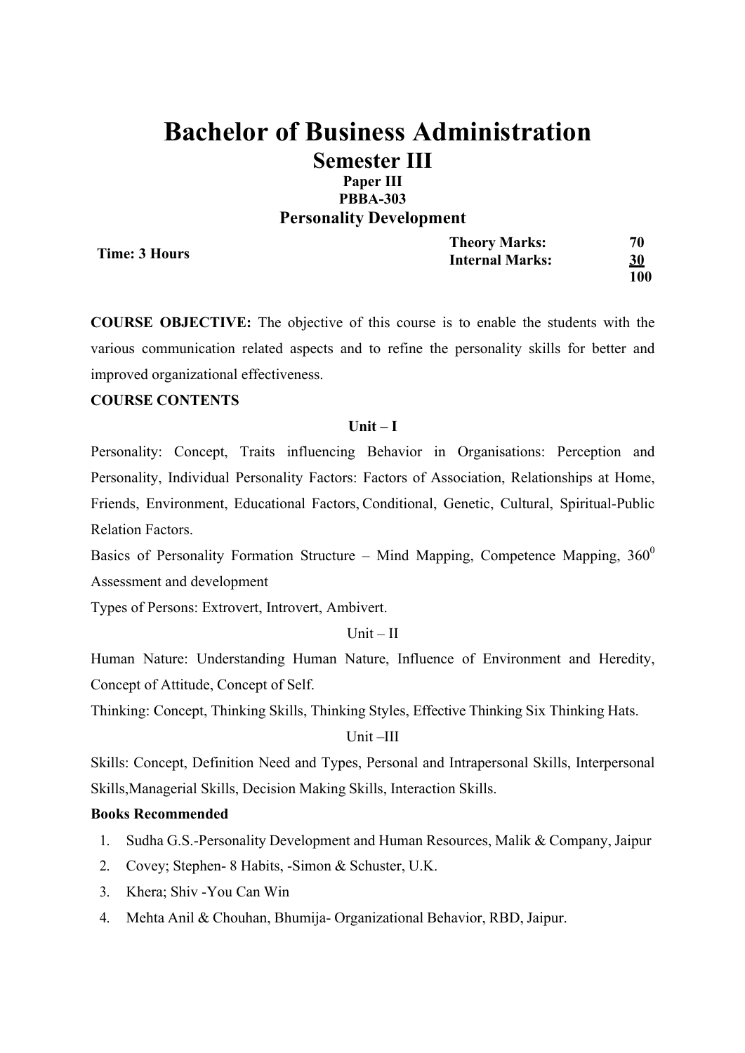# Bachelor of Business Administration

## Semester III

**Paper III**

**PBBA-303**

### Personality Development

**Time: 3 Hours**

| | |
|---|---|
| **Theory Marks:** | **70** |
| **Internal Marks:** | **30** |
| | **100** |

**COURSE OBJECTIVE:** The objective of this course is to enable the students with the various communication related aspects and to refine the personality skills for better and improved organizational effectiveness.

**COURSE CONTENTS**

**Unit – I**

Personality: Concept, Traits influencing Behavior in Organisations: Perception and Personality, Individual Personality Factors: Factors of Association, Relationships at Home, Friends, Environment, Educational Factors, Conditional, Genetic, Cultural, Spiritual-Public Relation Factors.

Basics of Personality Formation Structure – Mind Mapping, Competence Mapping, $360^0$ Assessment and development

Types of Persons: Extrovert, Introvert, Ambivert.

Unit – II

Human Nature: Understanding Human Nature, Influence of Environment and Heredity, Concept of Attitude, Concept of Self.

Thinking: Concept, Thinking Skills, Thinking Styles, Effective Thinking Six Thinking Hats.

Unit –III

Skills: Concept, Definition Need and Types, Personal and Intrapersonal Skills, Interpersonal Skills,Managerial Skills, Decision Making Skills, Interaction Skills.

**Books Recommended**

1. Sudha G.S.-Personality Development and Human Resources, Malik & Company, Jaipur
2. Covey; Stephen- 8 Habits, -Simon & Schuster, U.K.
3. Khera; Shiv -You Can Win
4. Mehta Anil & Chouhan, Bhumija- Organizational Behavior, RBD, Jaipur.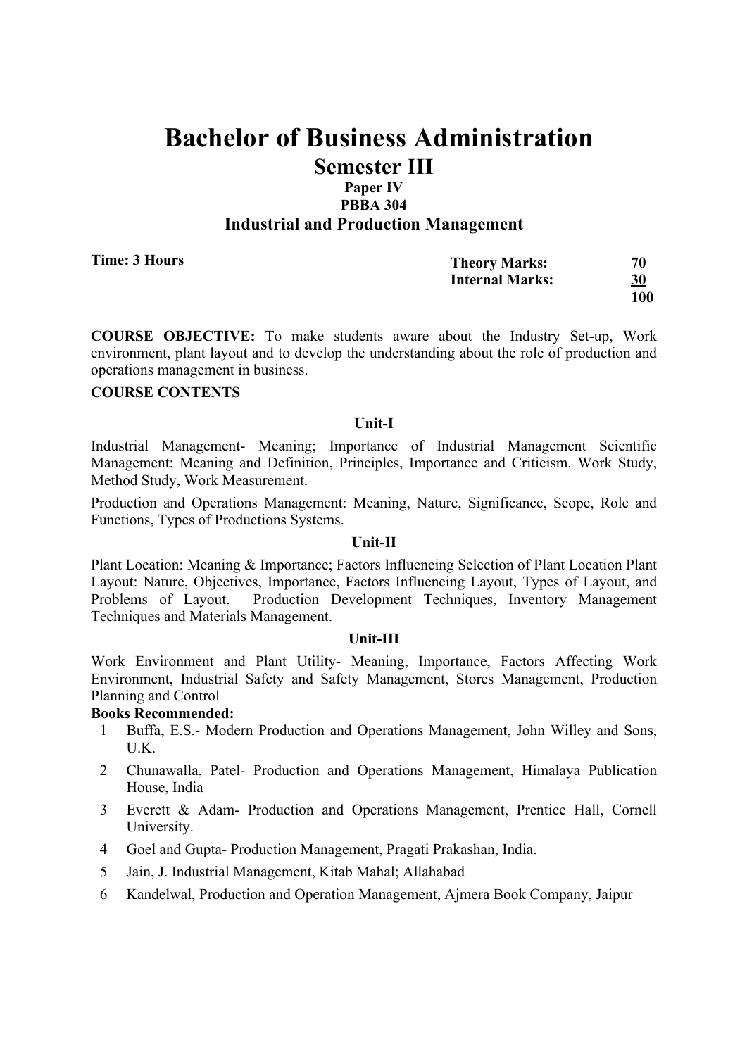# Bachelor of Business Administration

## Semester III

**Paper IV**

**PBBA 304**

### Industrial and Production Management

**Time: 3 Hours**

| | |
|---|---|
| **Theory Marks:** | **70** |
| **Internal Marks:** | **30** |
| | **100** |

**COURSE OBJECTIVE:** To make students aware about the Industry Set-up, Work environment, plant layout and to develop the understanding about the role of production and operations management in business.

**COURSE CONTENTS**

**Unit-I**

Industrial Management- Meaning; Importance of Industrial Management Scientific Management: Meaning and Definition, Principles, Importance and Criticism. Work Study, Method Study, Work Measurement.

Production and Operations Management: Meaning, Nature, Significance, Scope, Role and Functions, Types of Productions Systems.

**Unit-II**

Plant Location: Meaning & Importance; Factors Influencing Selection of Plant Location Plant Layout: Nature, Objectives, Importance, Factors Influencing Layout, Types of Layout, and Problems of Layout. Production Development Techniques, Inventory Management Techniques and Materials Management.

**Unit-III**

Work Environment and Plant Utility- Meaning, Importance, Factors Affecting Work Environment, Industrial Safety and Safety Management, Stores Management, Production Planning and Control

**Books Recommended:**

1. Buffa, E.S.- Modern Production and Operations Management, John Willey and Sons, U.K.
2. Chunawalla, Patel- Production and Operations Management, Himalaya Publication House, India
3. Everett & Adam- Production and Operations Management, Prentice Hall, Cornell University.
4. Goel and Gupta- Production Management, Pragati Prakashan, India.
5. Jain, J. Industrial Management, Kitab Mahal; Allahabad
6. Kandelwal, Production and Operation Management, Ajmera Book Company, Jaipur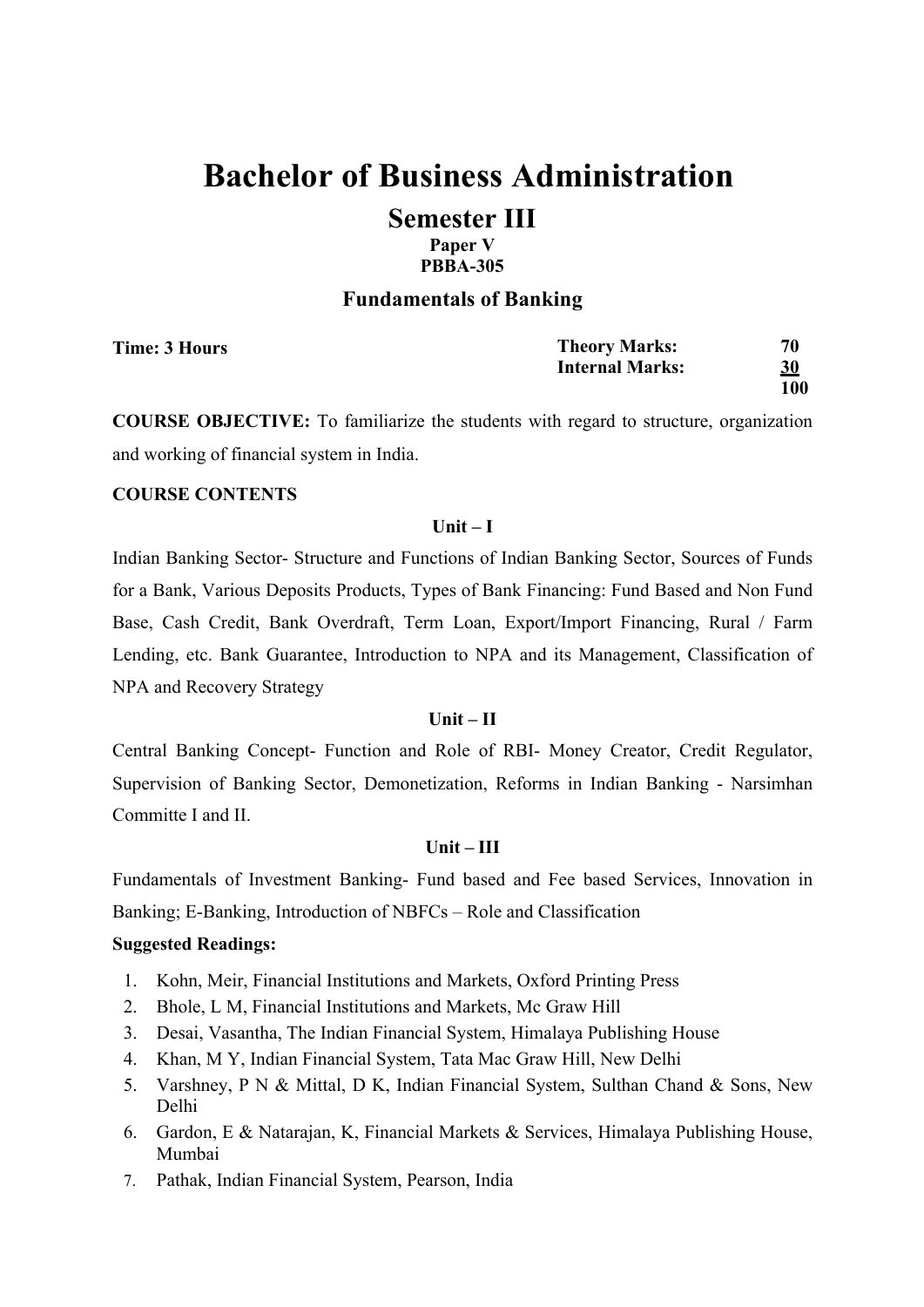# Bachelor of Business Administration

## Semester III

**Paper V**

**PBBA-305**

### Fundamentals of Banking

**Time: 3 Hours**

| | |
|---|---|
| **Theory Marks:** | **70** |
| **Internal Marks:** | **30** |
| | **100** |

**COURSE OBJECTIVE:** To familiarize the students with regard to structure, organization and working of financial system in India.

**COURSE CONTENTS**

**Unit – I**

Indian Banking Sector- Structure and Functions of Indian Banking Sector, Sources of Funds for a Bank, Various Deposits Products, Types of Bank Financing: Fund Based and Non Fund Base, Cash Credit, Bank Overdraft, Term Loan, Export/Import Financing, Rural / Farm Lending, etc. Bank Guarantee, Introduction to NPA and its Management, Classification of NPA and Recovery Strategy

**Unit – II**

Central Banking Concept- Function and Role of RBI- Money Creator, Credit Regulator, Supervision of Banking Sector, Demonetization, Reforms in Indian Banking - Narsimhan Committe I and II.

**Unit – III**

Fundamentals of Investment Banking- Fund based and Fee based Services, Innovation in Banking; E-Banking, Introduction of NBFCs – Role and Classification

**Suggested Readings:**

1. Kohn, Meir, Financial Institutions and Markets, Oxford Printing Press
2. Bhole, L M, Financial Institutions and Markets, Mc Graw Hill
3. Desai, Vasantha, The Indian Financial System, Himalaya Publishing House
4. Khan, M Y, Indian Financial System, Tata Mac Graw Hill, New Delhi
5. Varshney, P N & Mittal, D K, Indian Financial System, Sulthan Chand & Sons, New Delhi
6. Gardon, E & Natarajan, K, Financial Markets & Services, Himalaya Publishing House, Mumbai
7. Pathak, Indian Financial System, Pearson, India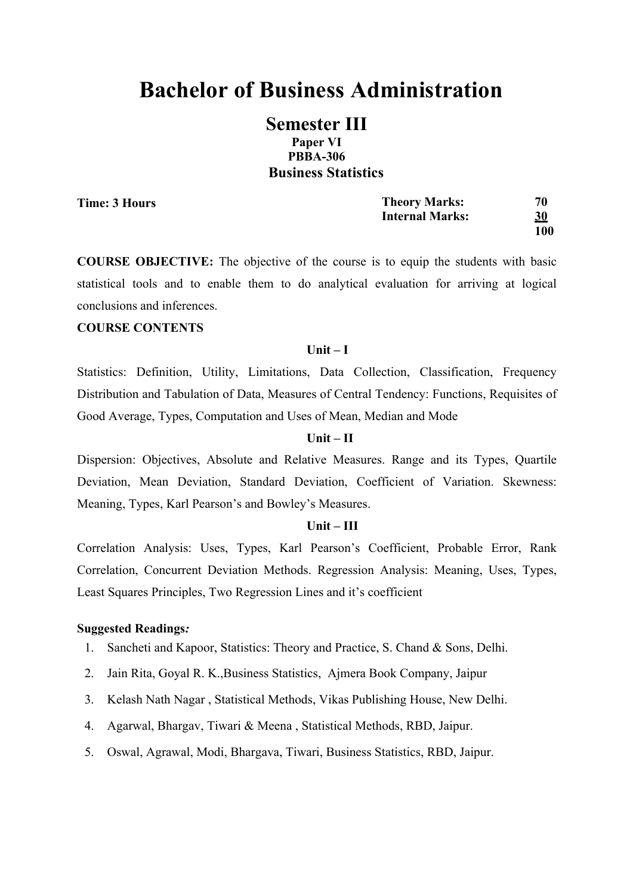# Bachelor of Business Administration

## Semester III

**Paper VI**

**PBBA-306**

**Business Statistics**

**Time: 3 Hours**

| | |
|---|---|
| **Theory Marks:** | **70** |
| **Internal Marks:** | **30** |
| | **100** |

**COURSE OBJECTIVE:** The objective of the course is to equip the students with basic statistical tools and to enable them to do analytical evaluation for arriving at logical conclusions and inferences.

**COURSE CONTENTS**

**Unit – I**

Statistics: Definition, Utility, Limitations, Data Collection, Classification, Frequency Distribution and Tabulation of Data, Measures of Central Tendency: Functions, Requisites of Good Average, Types, Computation and Uses of Mean, Median and Mode

**Unit – II**

Dispersion: Objectives, Absolute and Relative Measures. Range and its Types, Quartile Deviation, Mean Deviation, Standard Deviation, Coefficient of Variation. Skewness: Meaning, Types, Karl Pearson's and Bowley's Measures.

**Unit – III**

Correlation Analysis: Uses, Types, Karl Pearson's Coefficient, Probable Error, Rank Correlation, Concurrent Deviation Methods. Regression Analysis: Meaning, Uses, Types, Least Squares Principles, Two Regression Lines and it's coefficient

**Suggested Readings*:***

1. Sancheti and Kapoor, Statistics: Theory and Practice, S. Chand & Sons, Delhi.
2. Jain Rita, Goyal R. K.,Business Statistics, Ajmera Book Company, Jaipur
3. Kelash Nath Nagar , Statistical Methods, Vikas Publishing House, New Delhi.
4. Agarwal, Bhargav, Tiwari & Meena , Statistical Methods, RBD, Jaipur.
5. Oswal, Agrawal, Modi, Bhargava, Tiwari, Business Statistics, RBD, Jaipur.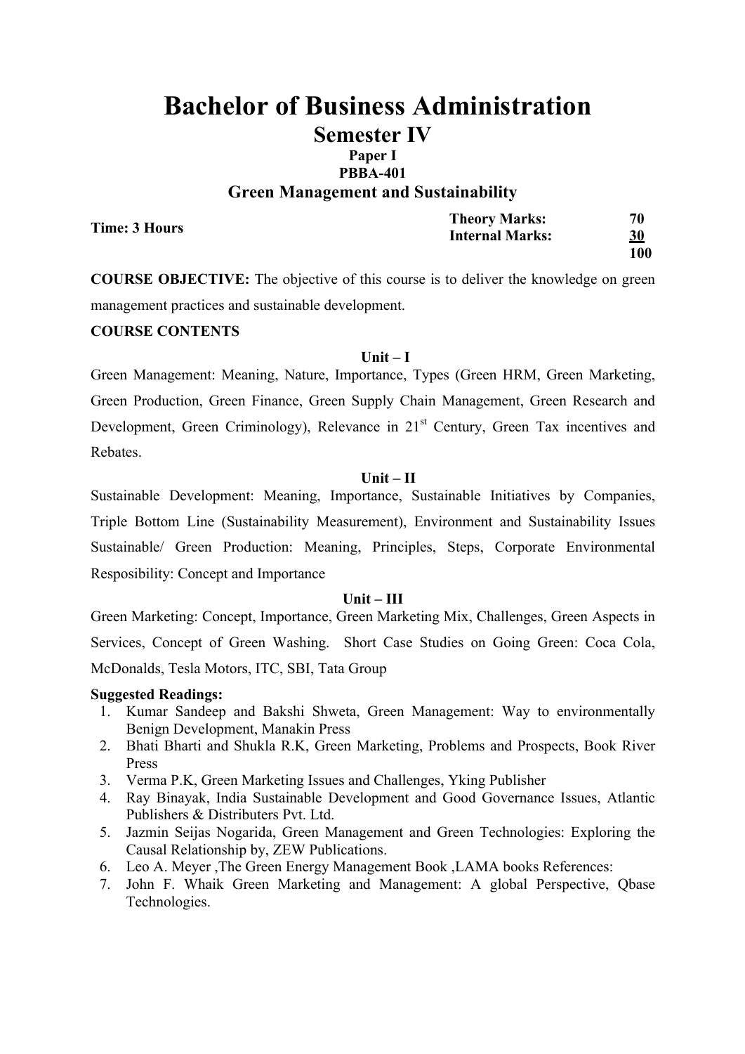# Bachelor of Business Administration

## Semester IV

**Paper I**

**PBBA-401**

### Green Management and Sustainability

| **Time: 3 Hours** | **Theory Marks:** | **70** |
|---|---|---|
| | **Internal Marks:** | **30** |
| | | **100** |

**COURSE OBJECTIVE:** The objective of this course is to deliver the knowledge on green management practices and sustainable development.

**COURSE CONTENTS**

**Unit – I**

Green Management: Meaning, Nature, Importance, Types (Green HRM, Green Marketing, Green Production, Green Finance, Green Supply Chain Management, Green Research and Development, Green Criminology), Relevance in 21st Century, Green Tax incentives and Rebates.

**Unit – II**

Sustainable Development: Meaning, Importance, Sustainable Initiatives by Companies, Triple Bottom Line (Sustainability Measurement), Environment and Sustainability Issues Sustainable/ Green Production: Meaning, Principles, Steps, Corporate Environmental Resposibility: Concept and Importance

**Unit – III**

Green Marketing: Concept, Importance, Green Marketing Mix, Challenges, Green Aspects in Services, Concept of Green Washing. Short Case Studies on Going Green: Coca Cola, McDonalds, Tesla Motors, ITC, SBI, Tata Group

**Suggested Readings:**

1. Kumar Sandeep and Bakshi Shweta, Green Management: Way to environmentally Benign Development, Manakin Press
2. Bhati Bharti and Shukla R.K, Green Marketing, Problems and Prospects, Book River Press
3. Verma P.K, Green Marketing Issues and Challenges, Yking Publisher
4. Ray Binayak, India Sustainable Development and Good Governance Issues, Atlantic Publishers & Distributers Pvt. Ltd.
5. Jazmin Seijas Nogarida, Green Management and Green Technologies: Exploring the Causal Relationship by, ZEW Publications.
6. Leo A. Meyer ,The Green Energy Management Book ,LAMA books References:
7. John F. Whaik Green Marketing and Management: A global Perspective, Qbase Technologies.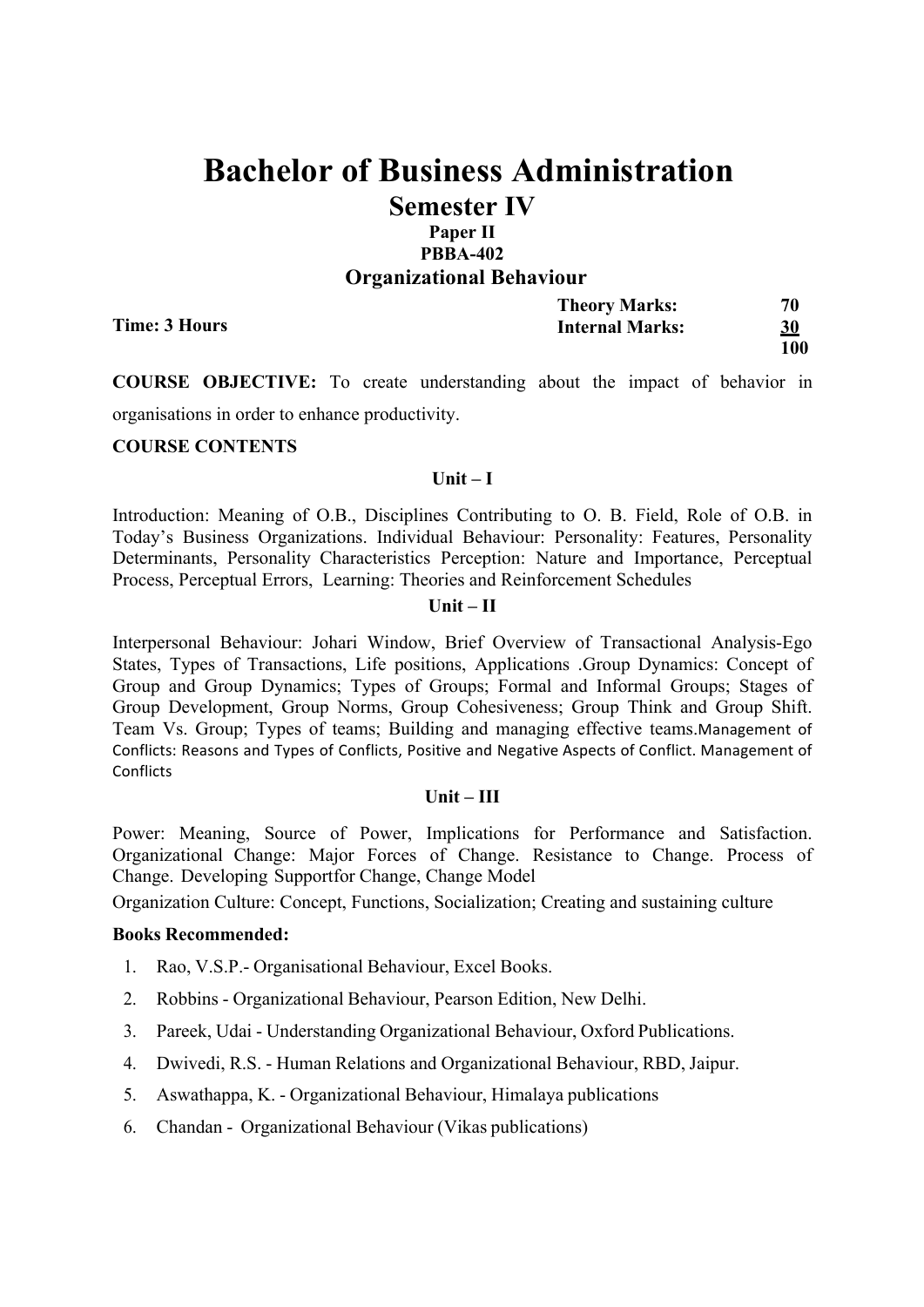# Bachelor of Business Administration

## Semester IV

**Paper II**

**PBBA-402**

### Organizational Behaviour

| **Time: 3 Hours** | **Theory Marks:** | **70** |
|---|---|---|
| | **Internal Marks:** | **30** |
| | | **100** |

**COURSE OBJECTIVE:** To create understanding about the impact of behavior in organisations in order to enhance productivity.

**COURSE CONTENTS**

**Unit – I**

Introduction: Meaning of O.B., Disciplines Contributing to O. B. Field, Role of O.B. in Today's Business Organizations. Individual Behaviour: Personality: Features, Personality Determinants, Personality Characteristics Perception: Nature and Importance, Perceptual Process, Perceptual Errors, Learning: Theories and Reinforcement Schedules

**Unit – II**

Interpersonal Behaviour: Johari Window, Brief Overview of Transactional Analysis-Ego States, Types of Transactions, Life positions, Applications .Group Dynamics: Concept of Group and Group Dynamics; Types of Groups; Formal and Informal Groups; Stages of Group Development, Group Norms, Group Cohesiveness; Group Think and Group Shift. Team Vs. Group; Types of teams; Building and managing effective teams.Management of Conflicts: Reasons and Types of Conflicts, Positive and Negative Aspects of Conflict. Management of Conflicts

**Unit – III**

Power: Meaning, Source of Power, Implications for Performance and Satisfaction. Organizational Change: Major Forces of Change. Resistance to Change. Process of Change. Developing Supportfor Change, Change Model

Organization Culture: Concept, Functions, Socialization; Creating and sustaining culture

**Books Recommended:**

1. Rao, V.S.P.- Organisational Behaviour, Excel Books.
2. Robbins - Organizational Behaviour, Pearson Edition, New Delhi.
3. Pareek, Udai - Understanding Organizational Behaviour, Oxford Publications.
4. Dwivedi, R.S. - Human Relations and Organizational Behaviour, RBD, Jaipur.
5. Aswathappa, K. - Organizational Behaviour, Himalaya publications
6. Chandan - Organizational Behaviour (Vikas publications)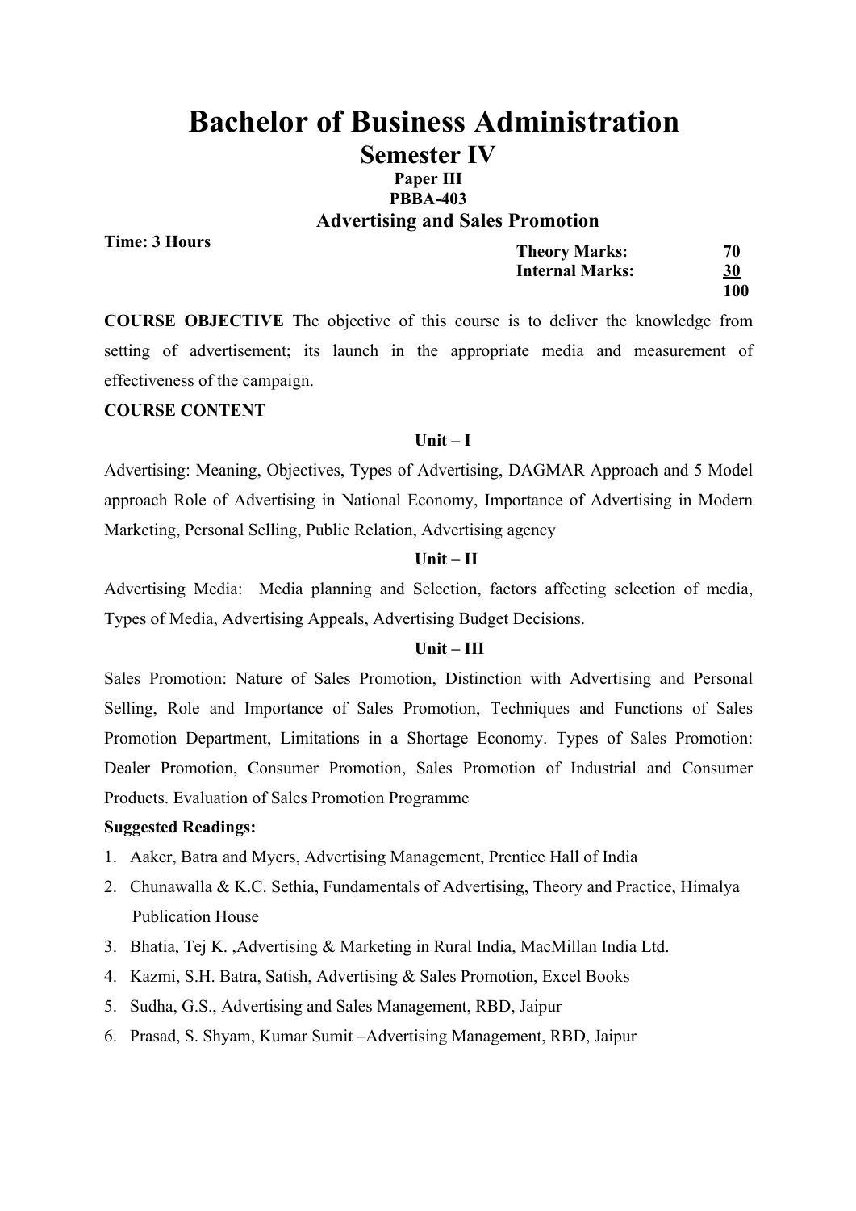# Bachelor of Business Administration

## Semester IV

### Paper III

### PBBA-403

### Advertising and Sales Promotion

**Time: 3 Hours**

| | |
|---|---|
| **Theory Marks:** | **70** |
| **Internal Marks:** | **30** |
| | **100** |

**COURSE OBJECTIVE** The objective of this course is to deliver the knowledge from setting of advertisement; its launch in the appropriate media and measurement of effectiveness of the campaign.

**COURSE CONTENT**

**Unit – I**

Advertising: Meaning, Objectives, Types of Advertising, DAGMAR Approach and 5 Model approach Role of Advertising in National Economy, Importance of Advertising in Modern Marketing, Personal Selling, Public Relation, Advertising agency

**Unit – II**

Advertising Media: Media planning and Selection, factors affecting selection of media, Types of Media, Advertising Appeals, Advertising Budget Decisions.

**Unit – III**

Sales Promotion: Nature of Sales Promotion, Distinction with Advertising and Personal Selling, Role and Importance of Sales Promotion, Techniques and Functions of Sales Promotion Department, Limitations in a Shortage Economy. Types of Sales Promotion: Dealer Promotion, Consumer Promotion, Sales Promotion of Industrial and Consumer Products. Evaluation of Sales Promotion Programme

**Suggested Readings:**

1. Aaker, Batra and Myers, Advertising Management, Prentice Hall of India
2. Chunawalla & K.C. Sethia, Fundamentals of Advertising, Theory and Practice, Himalya Publication House
3. Bhatia, Tej K. ,Advertising & Marketing in Rural India, MacMillan India Ltd.
4. Kazmi, S.H. Batra, Satish, Advertising & Sales Promotion, Excel Books
5. Sudha, G.S., Advertising and Sales Management, RBD, Jaipur
6. Prasad, S. Shyam, Kumar Sumit –Advertising Management, RBD, Jaipur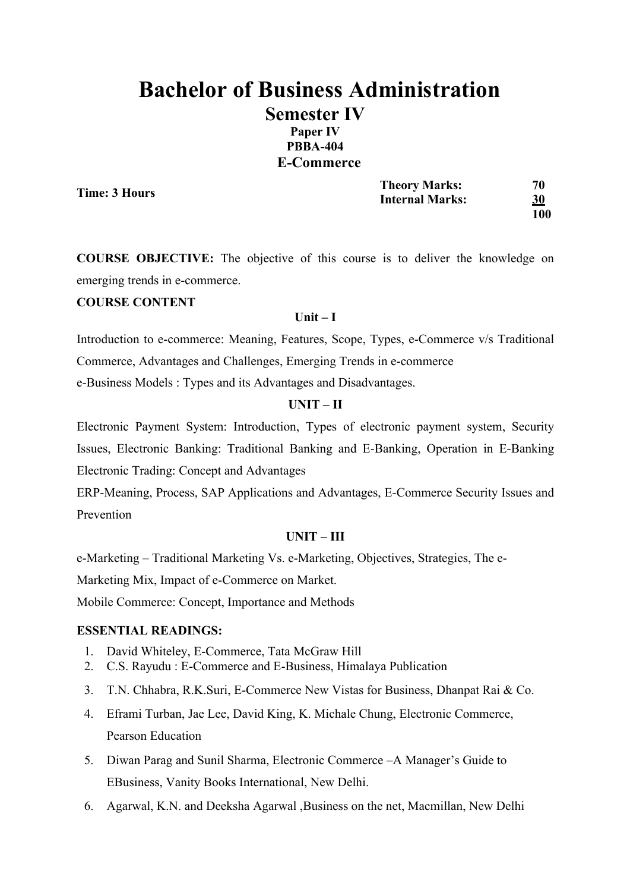# Bachelor of Business Administration

## Semester IV

**Paper IV**

**PBBA-404**

### E-Commerce

**Time: 3 Hours**

| | |
|---|---|
| **Theory Marks:** | **70** |
| **Internal Marks:** | **30** |
| | **100** |

**COURSE OBJECTIVE:** The objective of this course is to deliver the knowledge on emerging trends in e-commerce.

**COURSE CONTENT**

**Unit – I**

Introduction to e-commerce: Meaning, Features, Scope, Types, e-Commerce v/s Traditional Commerce, Advantages and Challenges, Emerging Trends in e-commerce

e-Business Models : Types and its Advantages and Disadvantages.

**UNIT – II**

Electronic Payment System: Introduction, Types of electronic payment system, Security Issues, Electronic Banking: Traditional Banking and E-Banking, Operation in E-Banking Electronic Trading: Concept and Advantages

ERP-Meaning, Process, SAP Applications and Advantages, E-Commerce Security Issues and Prevention

**UNIT – III**

e-Marketing – Traditional Marketing Vs. e-Marketing, Objectives, Strategies, The e-Marketing Mix, Impact of e-Commerce on Market.

Mobile Commerce: Concept, Importance and Methods

**ESSENTIAL READINGS:**

1. David Whiteley, E-Commerce, Tata McGraw Hill
2. C.S. Rayudu : E-Commerce and E-Business, Himalaya Publication
3. T.N. Chhabra, R.K.Suri, E-Commerce New Vistas for Business, Dhanpat Rai & Co.
4. Eframi Turban, Jae Lee, David King, K. Michale Chung, Electronic Commerce, Pearson Education
5. Diwan Parag and Sunil Sharma, Electronic Commerce –A Manager's Guide to EBusiness, Vanity Books International, New Delhi.
6. Agarwal, K.N. and Deeksha Agarwal ,Business on the net, Macmillan, New Delhi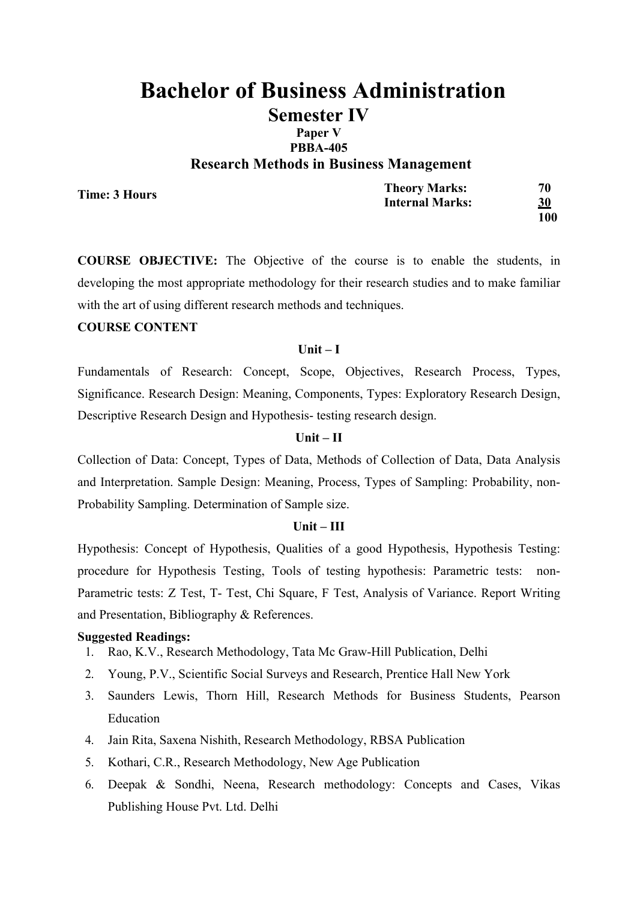# Bachelor of Business Administration

## Semester IV

**Paper V**

**PBBA-405**

### Research Methods in Business Management

**Time: 3 Hours**

| | |
|---|---|
| **Theory Marks:** | **70** |
| **Internal Marks:** | **30** |
| | **100** |

**COURSE OBJECTIVE:** The Objective of the course is to enable the students, in developing the most appropriate methodology for their research studies and to make familiar with the art of using different research methods and techniques.

**COURSE CONTENT**

**Unit – I**

Fundamentals of Research: Concept, Scope, Objectives, Research Process, Types, Significance. Research Design: Meaning, Components, Types: Exploratory Research Design, Descriptive Research Design and Hypothesis- testing research design.

**Unit – II**

Collection of Data: Concept, Types of Data, Methods of Collection of Data, Data Analysis and Interpretation. Sample Design: Meaning, Process, Types of Sampling: Probability, non-Probability Sampling. Determination of Sample size.

**Unit – III**

Hypothesis: Concept of Hypothesis, Qualities of a good Hypothesis, Hypothesis Testing: procedure for Hypothesis Testing, Tools of testing hypothesis: Parametric tests: non-Parametric tests: Z Test, T- Test, Chi Square, F Test, Analysis of Variance. Report Writing and Presentation, Bibliography & References.

**Suggested Readings:**

1. Rao, K.V., Research Methodology, Tata Mc Graw-Hill Publication, Delhi
2. Young, P.V., Scientific Social Surveys and Research, Prentice Hall New York
3. Saunders Lewis, Thorn Hill, Research Methods for Business Students, Pearson Education
4. Jain Rita, Saxena Nishith, Research Methodology, RBSA Publication
5. Kothari, C.R., Research Methodology, New Age Publication
6. Deepak & Sondhi, Neena, Research methodology: Concepts and Cases, Vikas Publishing House Pvt. Ltd. Delhi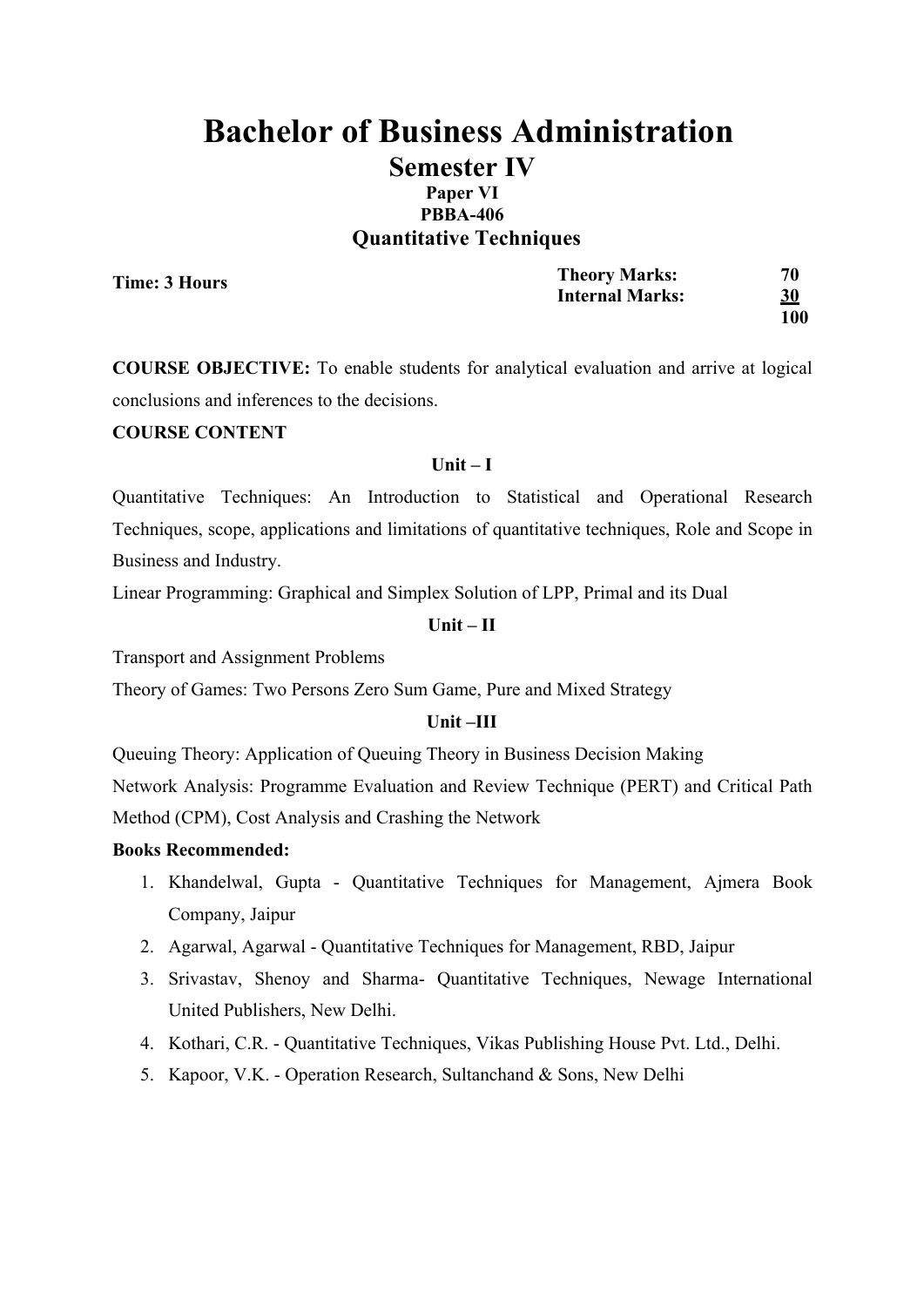# Bachelor of Business Administration

## Semester IV

**Paper VI**

**PBBA-406**

### Quantitative Techniques

**Time: 3 Hours**

| | |
|---|---|
| **Theory Marks:** | **70** |
| **Internal Marks:** | **30** |
| | **100** |

**COURSE OBJECTIVE:** To enable students for analytical evaluation and arrive at logical conclusions and inferences to the decisions.

**COURSE CONTENT**

**Unit – I**

Quantitative Techniques: An Introduction to Statistical and Operational Research Techniques, scope, applications and limitations of quantitative techniques, Role and Scope in Business and Industry.

Linear Programming: Graphical and Simplex Solution of LPP, Primal and its Dual

**Unit – II**

Transport and Assignment Problems

Theory of Games: Two Persons Zero Sum Game, Pure and Mixed Strategy

**Unit –III**

Queuing Theory: Application of Queuing Theory in Business Decision Making

Network Analysis: Programme Evaluation and Review Technique (PERT) and Critical Path Method (CPM), Cost Analysis and Crashing the Network

**Books Recommended:**

1. Khandelwal, Gupta - Quantitative Techniques for Management, Ajmera Book Company, Jaipur
2. Agarwal, Agarwal - Quantitative Techniques for Management, RBD, Jaipur
3. Srivastav, Shenoy and Sharma- Quantitative Techniques, Newage International United Publishers, New Delhi.
4. Kothari, C.R. - Quantitative Techniques, Vikas Publishing House Pvt. Ltd., Delhi.
5. Kapoor, V.K. - Operation Research, Sultanchand & Sons, New Delhi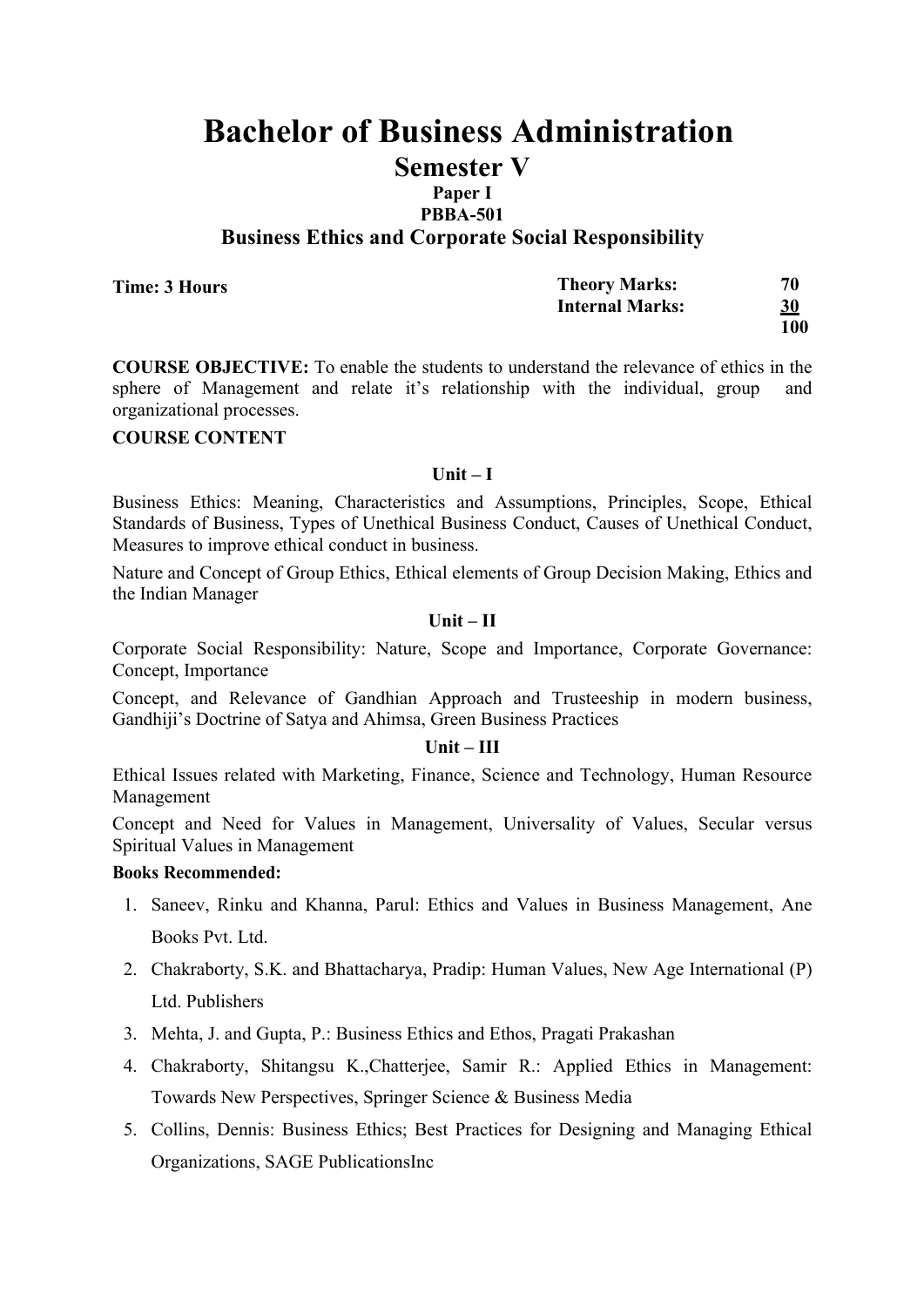# Bachelor of Business Administration

## Semester V

**Paper I**

**PBBA-501**

### Business Ethics and Corporate Social Responsibility

| **Time: 3 Hours** | **Theory Marks:** | **70** |
|---|---|---|
| | **Internal Marks:** | **30** |
| | | **100** |

**COURSE OBJECTIVE:** To enable the students to understand the relevance of ethics in the sphere of Management and relate it's relationship with the individual, group and organizational processes.

**COURSE CONTENT**

**Unit – I**

Business Ethics: Meaning, Characteristics and Assumptions, Principles, Scope, Ethical Standards of Business, Types of Unethical Business Conduct, Causes of Unethical Conduct, Measures to improve ethical conduct in business.

Nature and Concept of Group Ethics, Ethical elements of Group Decision Making, Ethics and the Indian Manager

**Unit – II**

Corporate Social Responsibility: Nature, Scope and Importance, Corporate Governance: Concept, Importance

Concept, and Relevance of Gandhian Approach and Trusteeship in modern business, Gandhiji's Doctrine of Satya and Ahimsa, Green Business Practices

**Unit – III**

Ethical Issues related with Marketing, Finance, Science and Technology, Human Resource Management

Concept and Need for Values in Management, Universality of Values, Secular versus Spiritual Values in Management

**Books Recommended:**

1. Saneev, Rinku and Khanna, Parul: Ethics and Values in Business Management, Ane Books Pvt. Ltd.
2. Chakraborty, S.K. and Bhattacharya, Pradip: Human Values, New Age International (P) Ltd. Publishers
3. Mehta, J. and Gupta, P.: Business Ethics and Ethos, Pragati Prakashan
4. Chakraborty, Shitangsu K.,Chatterjee, Samir R.: Applied Ethics in Management: Towards New Perspectives, Springer Science & Business Media
5. Collins, Dennis: Business Ethics; Best Practices for Designing and Managing Ethical Organizations, SAGE PublicationsInc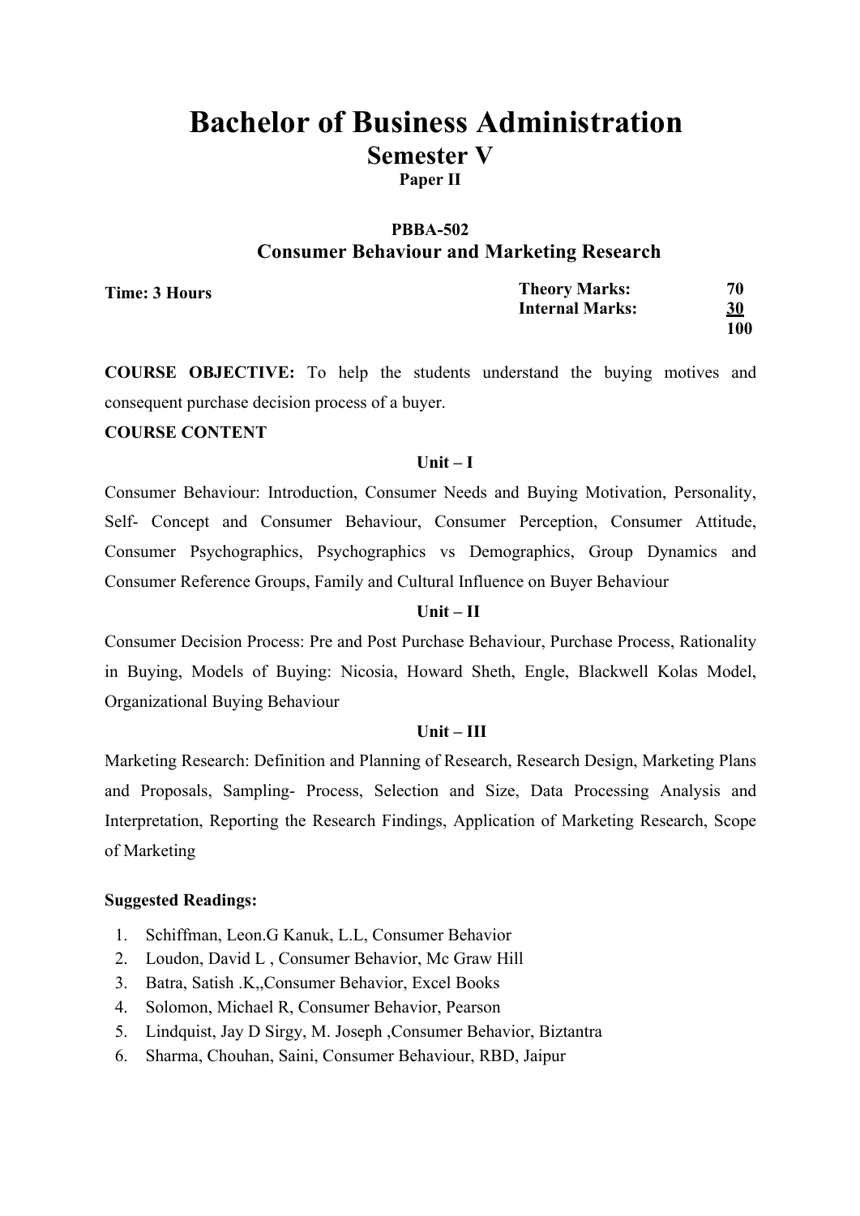# Bachelor of Business Administration

## Semester V

**Paper II**

**PBBA-502**

### Consumer Behaviour and Marketing Research

| **Time: 3 Hours** | **Theory Marks:** | **70** |
|---|---|---|
| | **Internal Marks:** | **30** |
| | | **100** |

**COURSE OBJECTIVE:** To help the students understand the buying motives and consequent purchase decision process of a buyer.

**COURSE CONTENT**

**Unit – I**

Consumer Behaviour: Introduction, Consumer Needs and Buying Motivation, Personality, Self- Concept and Consumer Behaviour, Consumer Perception, Consumer Attitude, Consumer Psychographics, Psychographics vs Demographics, Group Dynamics and Consumer Reference Groups, Family and Cultural Influence on Buyer Behaviour

**Unit – II**

Consumer Decision Process: Pre and Post Purchase Behaviour, Purchase Process, Rationality in Buying, Models of Buying: Nicosia, Howard Sheth, Engle, Blackwell Kolas Model, Organizational Buying Behaviour

**Unit – III**

Marketing Research: Definition and Planning of Research, Research Design, Marketing Plans and Proposals, Sampling- Process, Selection and Size, Data Processing Analysis and Interpretation, Reporting the Research Findings, Application of Marketing Research, Scope of Marketing

**Suggested Readings:**

1. Schiffman, Leon.G Kanuk, L.L, Consumer Behavior
2. Loudon, David L , Consumer Behavior, Mc Graw Hill
3. Batra, Satish .K,,Consumer Behavior, Excel Books
4. Solomon, Michael R, Consumer Behavior, Pearson
5. Lindquist, Jay D Sirgy, M. Joseph ,Consumer Behavior, Biztantra
6. Sharma, Chouhan, Saini, Consumer Behaviour, RBD, Jaipur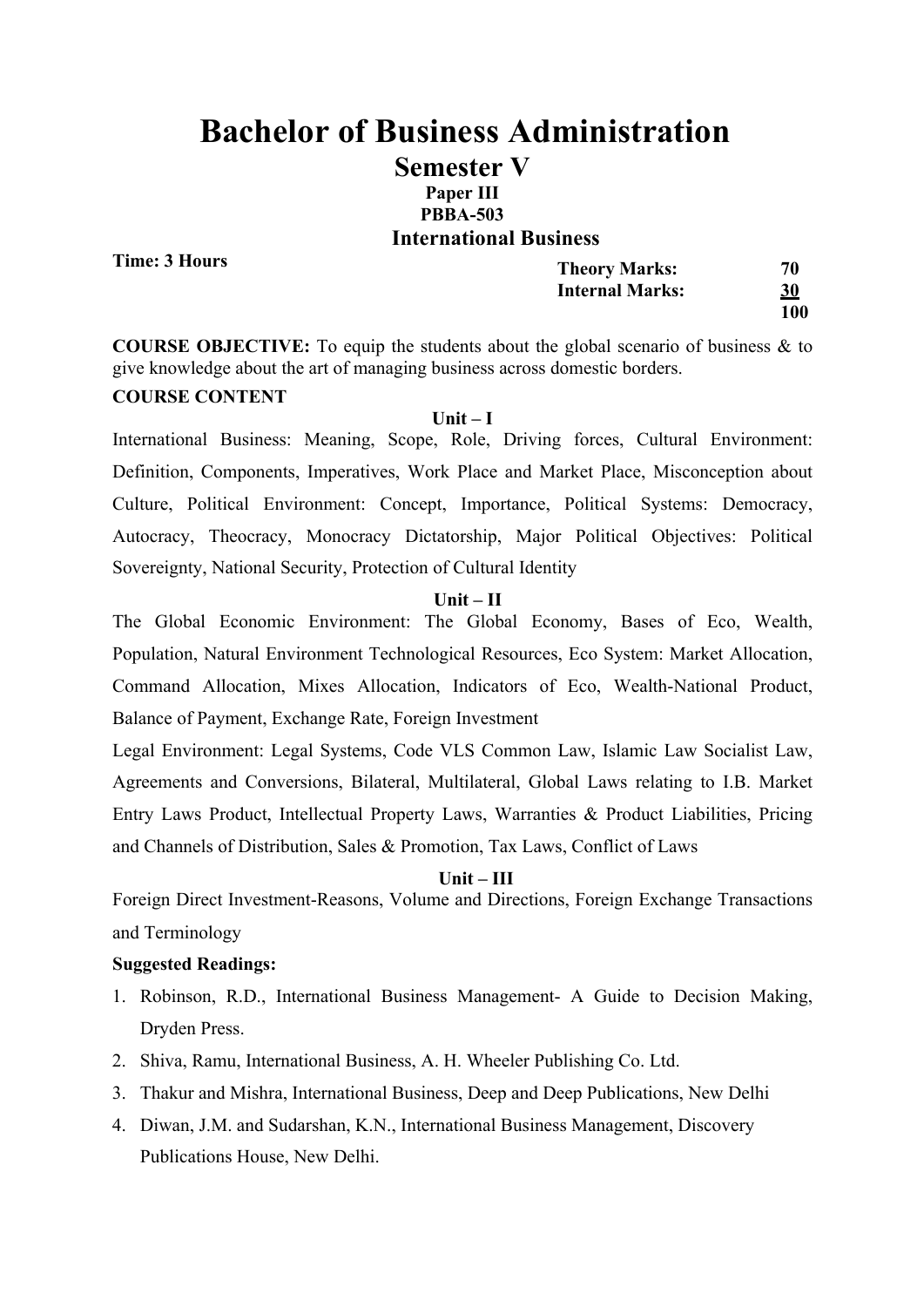# Bachelor of Business Administration

## Semester V

**Paper III**

**PBBA-503**

### International Business

**Time: 3 Hours**

| | |
|---|---|
| **Theory Marks:** | **70** |
| **Internal Marks:** | **30** |
| | **100** |

**COURSE OBJECTIVE:** To equip the students about the global scenario of business & to give knowledge about the art of managing business across domestic borders.

**COURSE CONTENT**

**Unit – I**

International Business: Meaning, Scope, Role, Driving forces, Cultural Environment: Definition, Components, Imperatives, Work Place and Market Place, Misconception about Culture, Political Environment: Concept, Importance, Political Systems: Democracy, Autocracy, Theocracy, Monocracy Dictatorship, Major Political Objectives: Political Sovereignty, National Security, Protection of Cultural Identity

**Unit – II**

The Global Economic Environment: The Global Economy, Bases of Eco, Wealth, Population, Natural Environment Technological Resources, Eco System: Market Allocation, Command Allocation, Mixes Allocation, Indicators of Eco, Wealth-National Product, Balance of Payment, Exchange Rate, Foreign Investment

Legal Environment: Legal Systems, Code VLS Common Law, Islamic Law Socialist Law, Agreements and Conversions, Bilateral, Multilateral, Global Laws relating to I.B. Market Entry Laws Product, Intellectual Property Laws, Warranties & Product Liabilities, Pricing and Channels of Distribution, Sales & Promotion, Tax Laws, Conflict of Laws

**Unit – III**

Foreign Direct Investment-Reasons, Volume and Directions, Foreign Exchange Transactions and Terminology

**Suggested Readings:**

1. Robinson, R.D., International Business Management- A Guide to Decision Making, Dryden Press.
2. Shiva, Ramu, International Business, A. H. Wheeler Publishing Co. Ltd.
3. Thakur and Mishra, International Business, Deep and Deep Publications, New Delhi
4. Diwan, J.M. and Sudarshan, K.N., International Business Management, Discovery Publications House, New Delhi.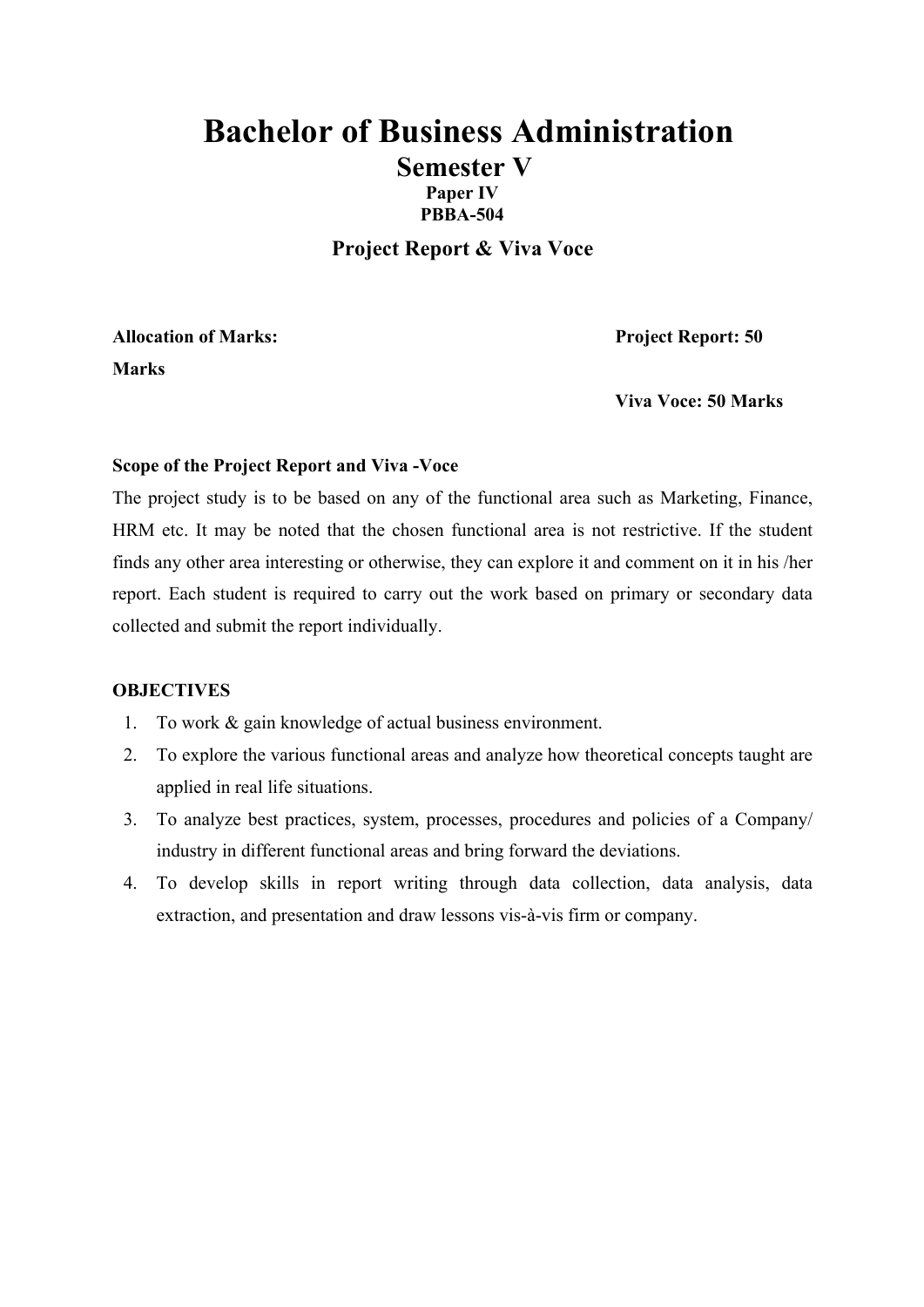# Bachelor of Business Administration

## Semester V

**Paper IV**

**PBBA-504**

### Project Report & Viva Voce

**Allocation of Marks:** **Project Report: 50 Marks**

**Viva Voce: 50 Marks**

**Scope of the Project Report and Viva -Voce**

The project study is to be based on any of the functional area such as Marketing, Finance, HRM etc. It may be noted that the chosen functional area is not restrictive. If the student finds any other area interesting or otherwise, they can explore it and comment on it in his /her report. Each student is required to carry out the work based on primary or secondary data collected and submit the report individually.

**OBJECTIVES**

1. To work & gain knowledge of actual business environment.
2. To explore the various functional areas and analyze how theoretical concepts taught are applied in real life situations.
3. To analyze best practices, system, processes, procedures and policies of a Company/ industry in different functional areas and bring forward the deviations.
4. To develop skills in report writing through data collection, data analysis, data extraction, and presentation and draw lessons vis-à-vis firm or company.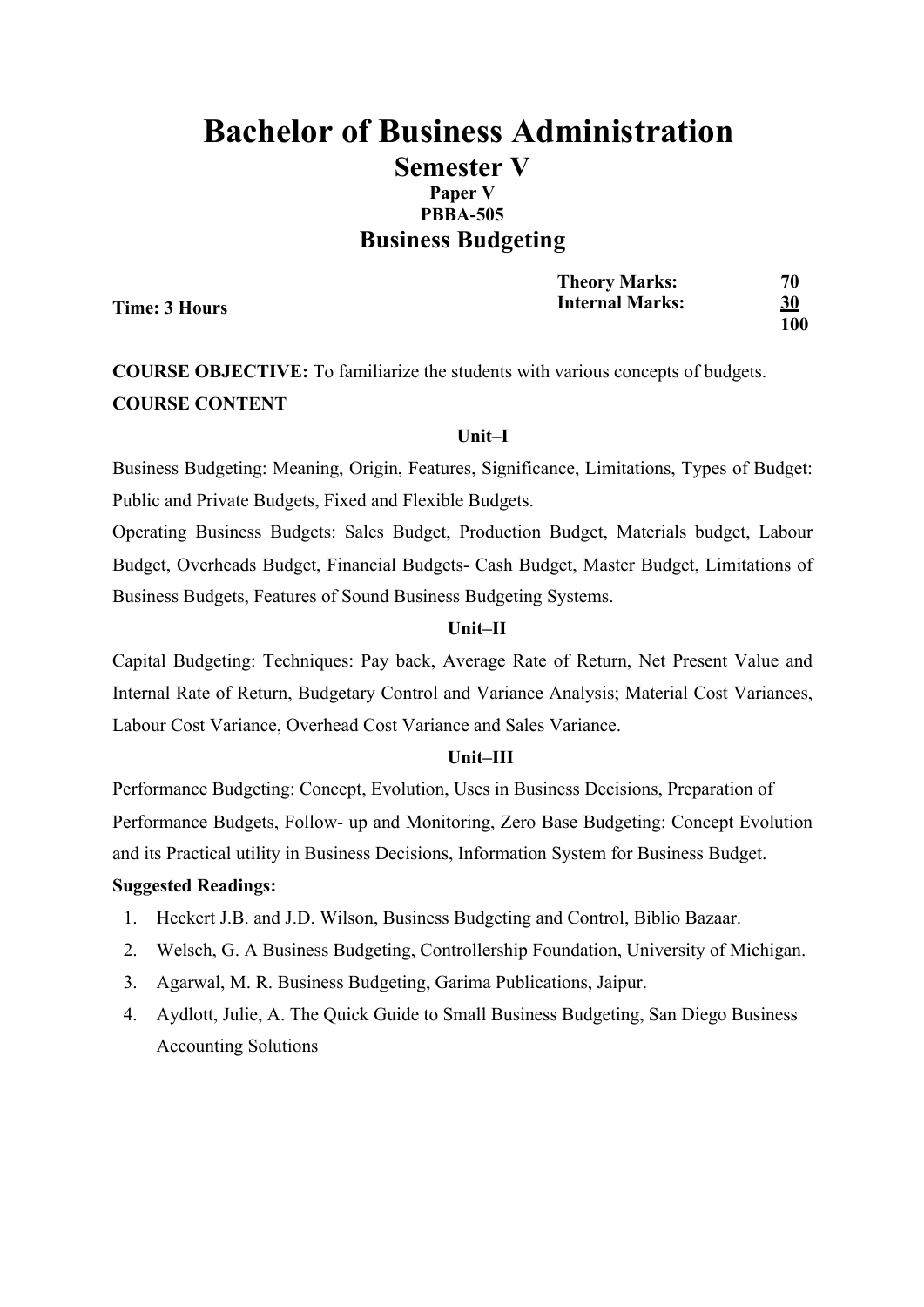# Bachelor of Business Administration

## Semester V

**Paper V**

**PBBA-505**

## Business Budgeting

| | | |
|---|---|---|
| **Time: 3 Hours** | **Theory Marks:** | **70** |
| | **Internal Marks:** | **30** |
| | | **100** |

**COURSE OBJECTIVE:** To familiarize the students with various concepts of budgets.

**COURSE CONTENT**

**Unit–I**

Business Budgeting: Meaning, Origin, Features, Significance, Limitations, Types of Budget: Public and Private Budgets, Fixed and Flexible Budgets.

Operating Business Budgets: Sales Budget, Production Budget, Materials budget, Labour Budget, Overheads Budget, Financial Budgets- Cash Budget, Master Budget, Limitations of Business Budgets, Features of Sound Business Budgeting Systems.

**Unit–II**

Capital Budgeting: Techniques: Pay back, Average Rate of Return, Net Present Value and Internal Rate of Return, Budgetary Control and Variance Analysis; Material Cost Variances, Labour Cost Variance, Overhead Cost Variance and Sales Variance.

**Unit–III**

Performance Budgeting: Concept, Evolution, Uses in Business Decisions, Preparation of Performance Budgets, Follow- up and Monitoring, Zero Base Budgeting: Concept Evolution and its Practical utility in Business Decisions, Information System for Business Budget.

**Suggested Readings:**

1. Heckert J.B. and J.D. Wilson, Business Budgeting and Control, Biblio Bazaar.
2. Welsch, G. A Business Budgeting, Controllership Foundation, University of Michigan.
3. Agarwal, M. R. Business Budgeting, Garima Publications, Jaipur.
4. Aydlott, Julie, A. The Quick Guide to Small Business Budgeting, San Diego Business Accounting Solutions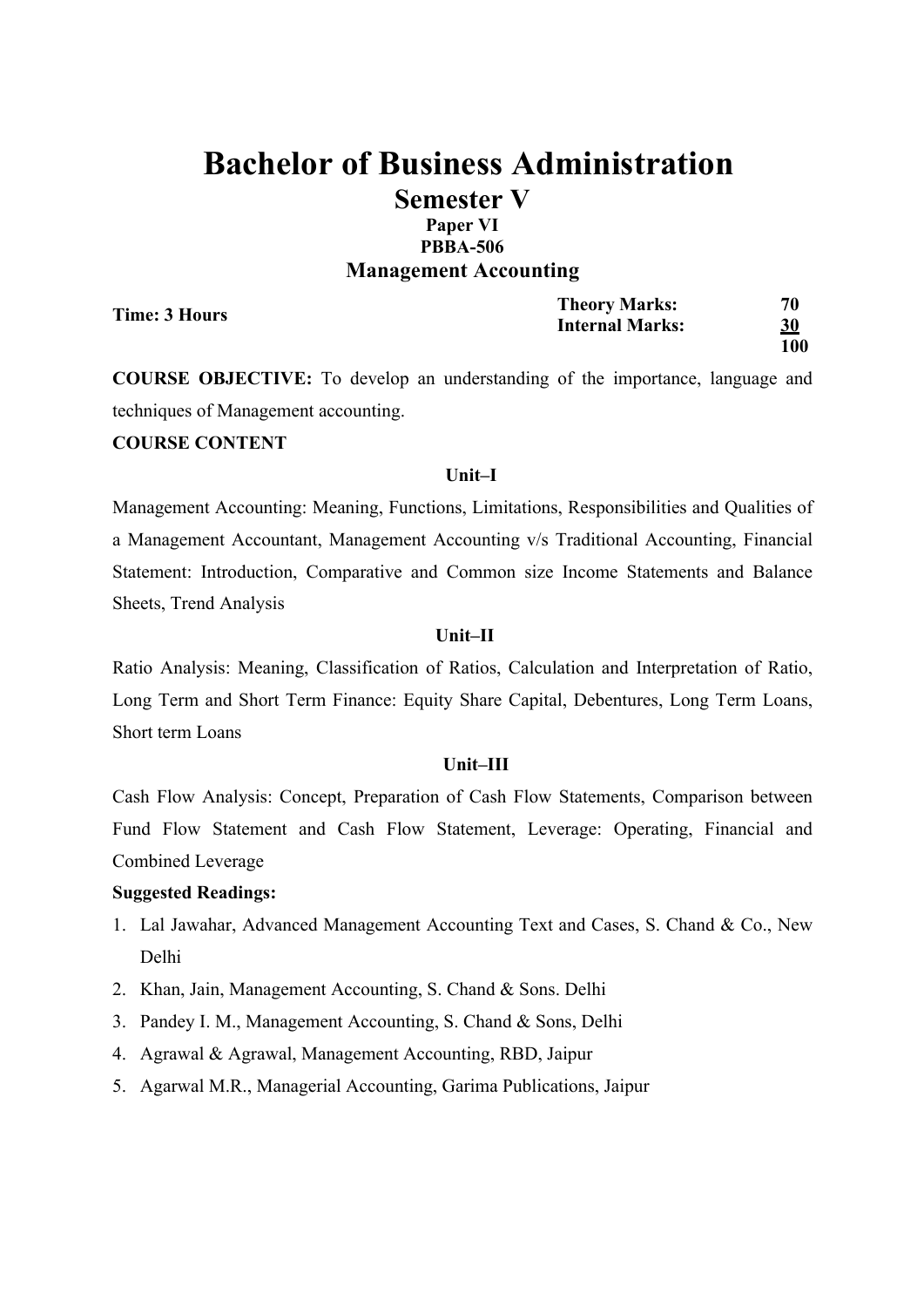# Bachelor of Business Administration

## Semester V

### Paper VI

### PBBA-506

### Management Accounting

| Time: 3 Hours | Theory Marks: | 70 |
|---|---|---|
| | Internal Marks: | 30 |
| | | 100 |

**COURSE OBJECTIVE:** To develop an understanding of the importance, language and techniques of Management accounting.

**COURSE CONTENT**

**Unit–I**

Management Accounting: Meaning, Functions, Limitations, Responsibilities and Qualities of a Management Accountant, Management Accounting v/s Traditional Accounting, Financial Statement: Introduction, Comparative and Common size Income Statements and Balance Sheets, Trend Analysis

**Unit–II**

Ratio Analysis: Meaning, Classification of Ratios, Calculation and Interpretation of Ratio, Long Term and Short Term Finance: Equity Share Capital, Debentures, Long Term Loans, Short term Loans

**Unit–III**

Cash Flow Analysis: Concept, Preparation of Cash Flow Statements, Comparison between Fund Flow Statement and Cash Flow Statement, Leverage: Operating, Financial and Combined Leverage

**Suggested Readings:**

1. Lal Jawahar, Advanced Management Accounting Text and Cases, S. Chand & Co., New Delhi
2. Khan, Jain, Management Accounting, S. Chand & Sons. Delhi
3. Pandey I. M., Management Accounting, S. Chand & Sons, Delhi
4. Agrawal & Agrawal, Management Accounting, RBD, Jaipur
5. Agarwal M.R., Managerial Accounting, Garima Publications, Jaipur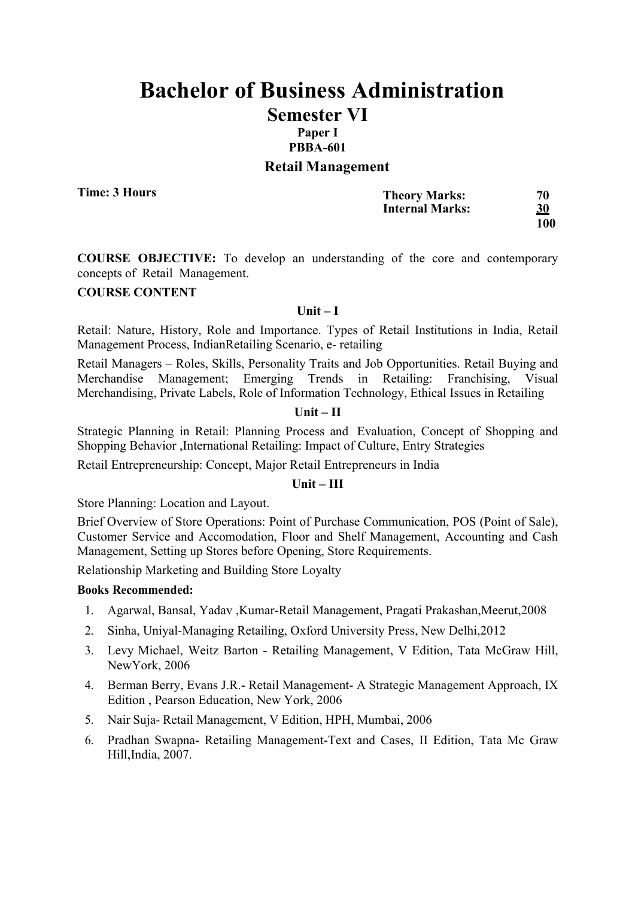# Bachelor of Business Administration

## Semester VI

**Paper I**

**PBBA-601**

### Retail Management

**Time: 3 Hours**

| | |
|---|---|
| **Theory Marks:** | **70** |
| **Internal Marks:** | **30** |
| | **100** |

**COURSE OBJECTIVE:** To develop an understanding of the core and contemporary concepts of Retail Management.

**COURSE CONTENT**

**Unit – I**

Retail: Nature, History, Role and Importance. Types of Retail Institutions in India, Retail Management Process, IndianRetailing Scenario, e- retailing

Retail Managers – Roles, Skills, Personality Traits and Job Opportunities. Retail Buying and Merchandise Management; Emerging Trends in Retailing: Franchising, Visual Merchandising, Private Labels, Role of Information Technology, Ethical Issues in Retailing

**Unit – II**

Strategic Planning in Retail: Planning Process and Evaluation, Concept of Shopping and Shopping Behavior ,International Retailing: Impact of Culture, Entry Strategies

Retail Entrepreneurship: Concept, Major Retail Entrepreneurs in India

**Unit – III**

Store Planning: Location and Layout.

Brief Overview of Store Operations: Point of Purchase Communication, POS (Point of Sale), Customer Service and Accomodation, Floor and Shelf Management, Accounting and Cash Management, Setting up Stores before Opening, Store Requirements.

Relationship Marketing and Building Store Loyalty

**Books Recommended:**

1. Agarwal, Bansal, Yadav ,Kumar-Retail Management, Pragati Prakashan,Meerut,2008
2. Sinha, Uniyal-Managing Retailing, Oxford University Press, New Delhi,2012
3. Levy Michael, Weitz Barton - Retailing Management, V Edition, Tata McGraw Hill, NewYork, 2006
4. Berman Berry, Evans J.R.- Retail Management- A Strategic Management Approach, IX Edition , Pearson Education, New York, 2006
5. Nair Suja- Retail Management, V Edition, HPH, Mumbai, 2006
6. Pradhan Swapna- Retailing Management-Text and Cases, II Edition, Tata Mc Graw Hill,India, 2007.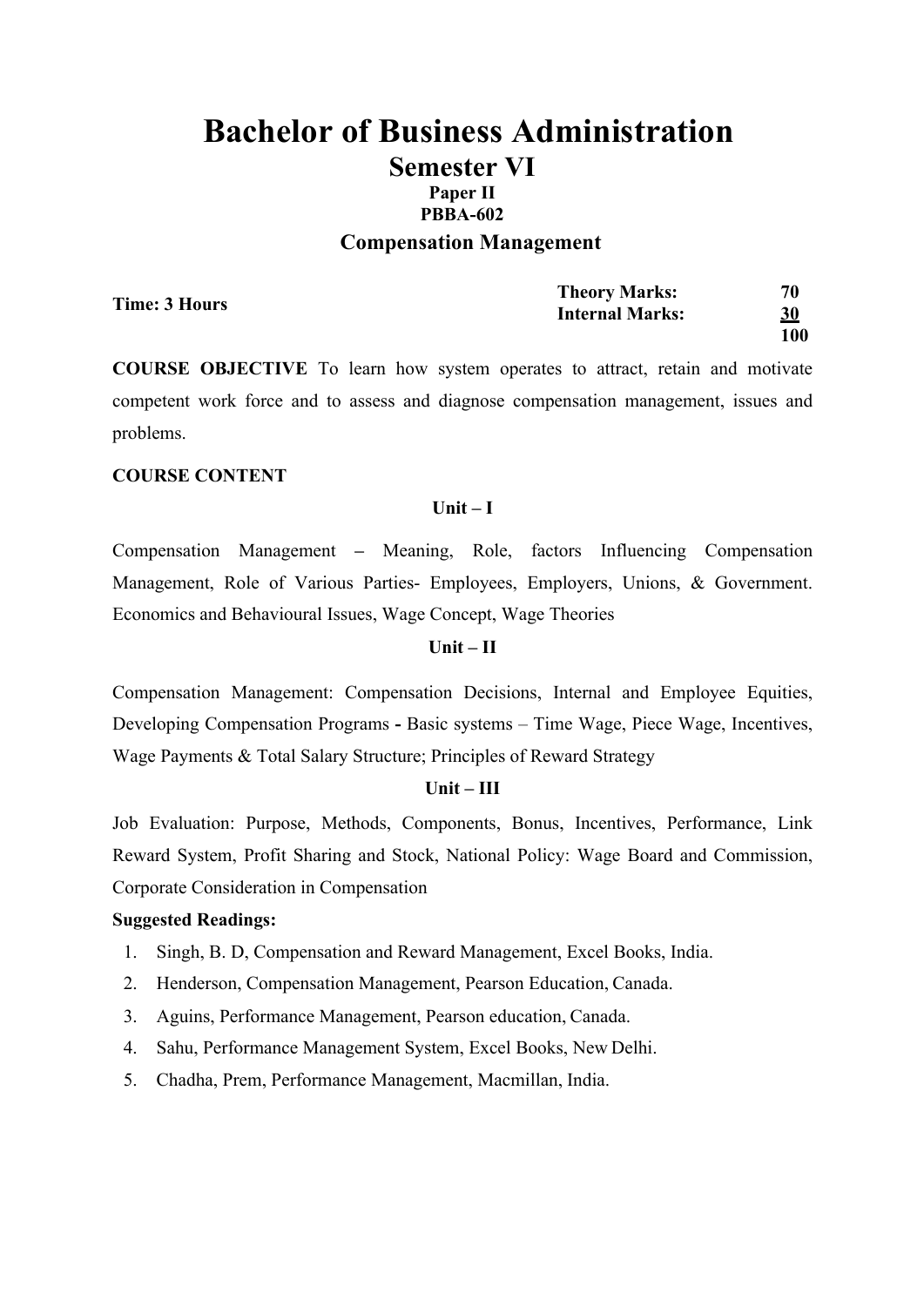# Bachelor of Business Administration

## Semester VI

**Paper II**

**PBBA-602**

### Compensation Management

| **Time: 3 Hours** | **Theory Marks:** | **70** |
|---|---|---|
| | **Internal Marks:** | **30** |
| | | **100** |

**COURSE OBJECTIVE** To learn how system operates to attract, retain and motivate competent work force and to assess and diagnose compensation management, issues and problems.

**COURSE CONTENT**

**Unit – I**

Compensation Management – Meaning, Role, factors Influencing Compensation Management, Role of Various Parties- Employees, Employers, Unions, & Government. Economics and Behavioural Issues, Wage Concept, Wage Theories

**Unit – II**

Compensation Management: Compensation Decisions, Internal and Employee Equities, Developing Compensation Programs - Basic systems – Time Wage, Piece Wage, Incentives, Wage Payments & Total Salary Structure; Principles of Reward Strategy

**Unit – III**

Job Evaluation: Purpose, Methods, Components, Bonus, Incentives, Performance, Link Reward System, Profit Sharing and Stock, National Policy: Wage Board and Commission, Corporate Consideration in Compensation

**Suggested Readings:**

1. Singh, B. D, Compensation and Reward Management, Excel Books, India.
2. Henderson, Compensation Management, Pearson Education, Canada.
3. Aguins, Performance Management, Pearson education, Canada.
4. Sahu, Performance Management System, Excel Books, New Delhi.
5. Chadha, Prem, Performance Management, Macmillan, India.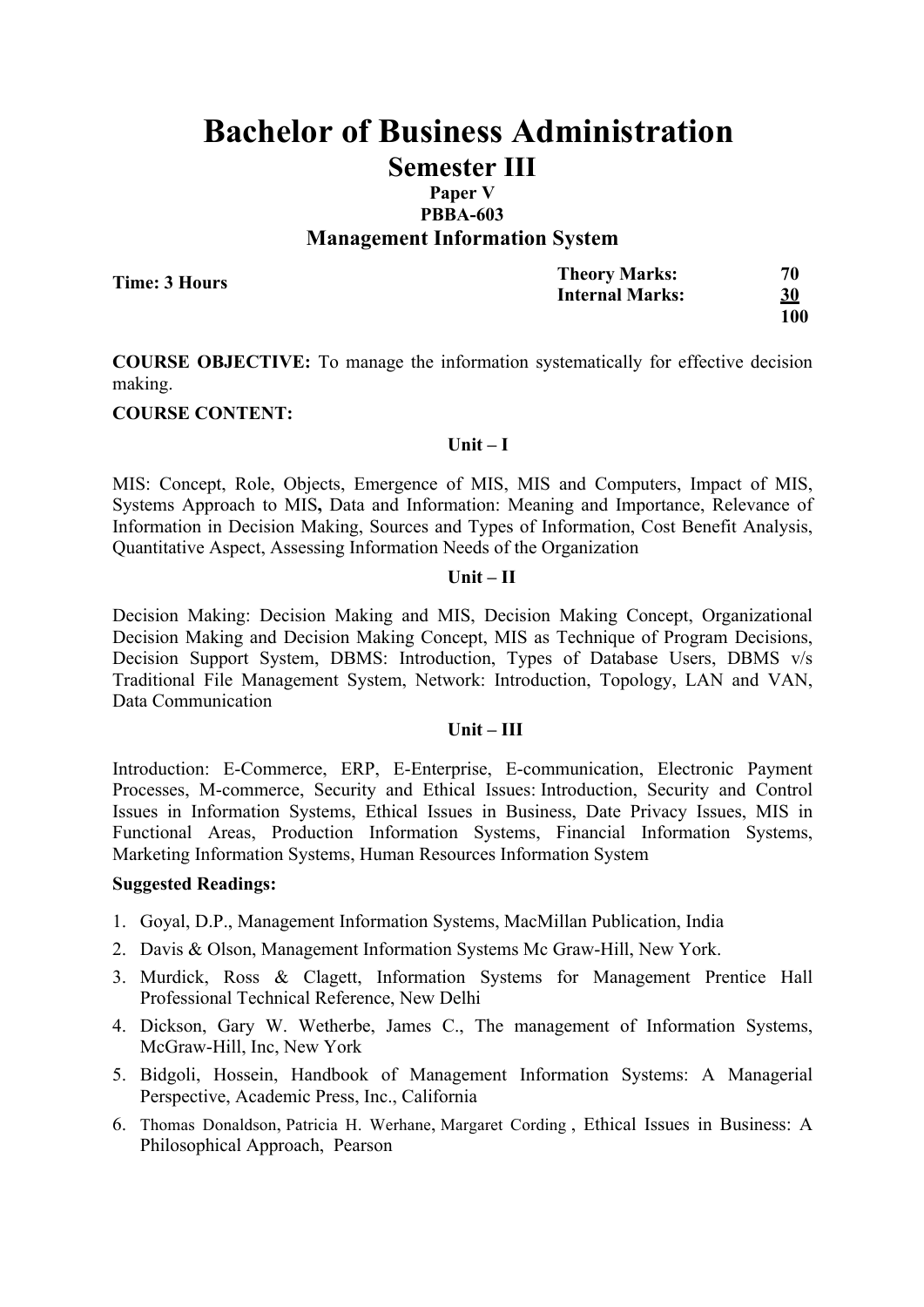# Bachelor of Business Administration

## Semester III

**Paper V**

**PBBA-603**

### Management Information System

**Time: 3 Hours**

| | |
|---|---|
| **Theory Marks:** | **70** |
| **Internal Marks:** | **30** |
| | **100** |

**COURSE OBJECTIVE:** To manage the information systematically for effective decision making.

**COURSE CONTENT:**

**Unit – I**

MIS: Concept, Role, Objects, Emergence of MIS, MIS and Computers, Impact of MIS, Systems Approach to MIS**,** Data and Information: Meaning and Importance, Relevance of Information in Decision Making, Sources and Types of Information, Cost Benefit Analysis, Quantitative Aspect, Assessing Information Needs of the Organization

**Unit – II**

Decision Making: Decision Making and MIS, Decision Making Concept, Organizational Decision Making and Decision Making Concept, MIS as Technique of Program Decisions, Decision Support System, DBMS: Introduction, Types of Database Users, DBMS v/s Traditional File Management System, Network: Introduction, Topology, LAN and VAN, Data Communication

**Unit – III**

Introduction: E-Commerce, ERP, E-Enterprise, E-communication, Electronic Payment Processes, M-commerce, Security and Ethical Issues: Introduction, Security and Control Issues in Information Systems, Ethical Issues in Business, Date Privacy Issues, MIS in Functional Areas, Production Information Systems, Financial Information Systems, Marketing Information Systems, Human Resources Information System

**Suggested Readings:**

1. Goyal, D.P., Management Information Systems, MacMillan Publication, India
2. Davis & Olson, Management Information Systems Mc Graw-Hill, New York.
3. Murdick, Ross & Clagett, Information Systems for Management Prentice Hall Professional Technical Reference, New Delhi
4. Dickson, Gary W. Wetherbe, James C., The management of Information Systems, McGraw-Hill, Inc, New York
5. Bidgoli, Hossein, Handbook of Management Information Systems: A Managerial Perspective, Academic Press, Inc., California
6. Thomas Donaldson, Patricia H. Werhane, Margaret Cording , Ethical Issues in Business: A Philosophical Approach, Pearson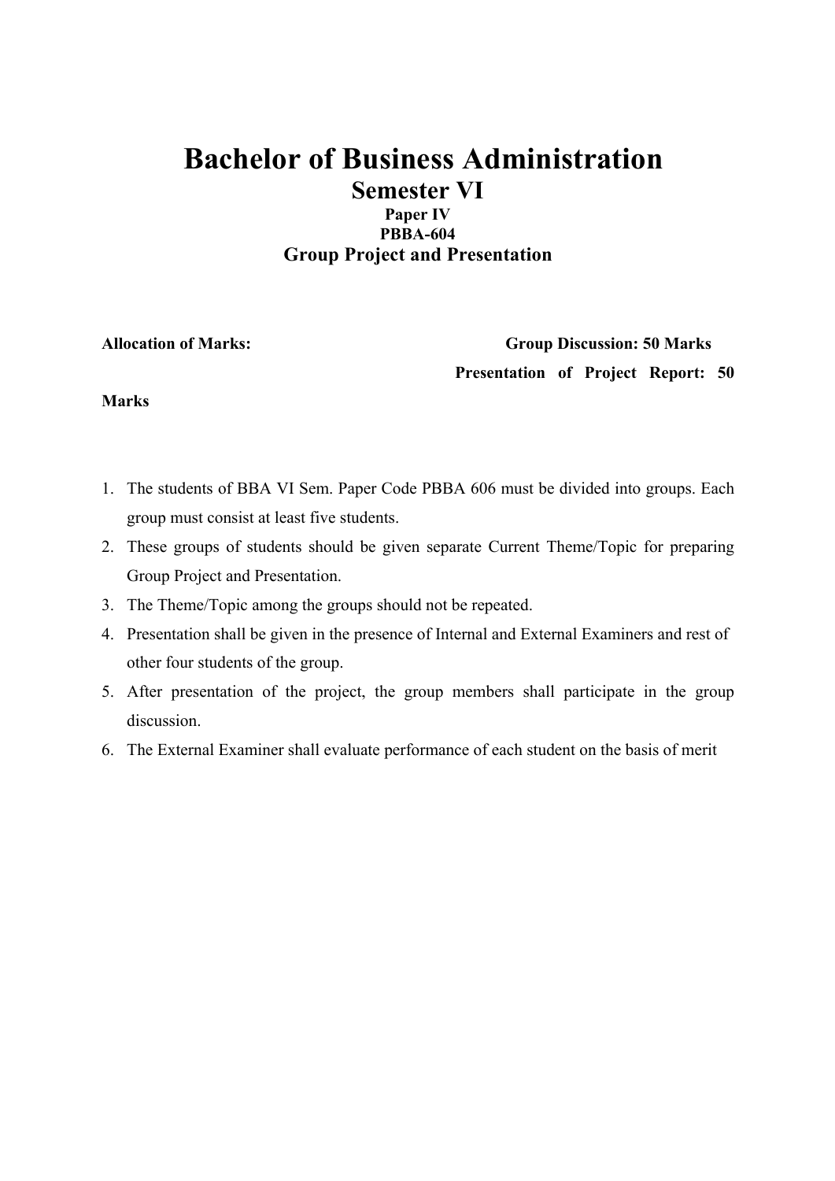# Bachelor of Business Administration

## Semester VI

### Paper IV

### PBBA-604

### Group Project and Presentation

**Allocation of Marks:** **Group Discussion: 50 Marks**

**Presentation of Project Report: 50 Marks**

1. The students of BBA VI Sem. Paper Code PBBA 606 must be divided into groups. Each group must consist at least five students.
2. These groups of students should be given separate Current Theme/Topic for preparing Group Project and Presentation.
3. The Theme/Topic among the groups should not be repeated.
4. Presentation shall be given in the presence of Internal and External Examiners and rest of other four students of the group.
5. After presentation of the project, the group members shall participate in the group discussion.
6. The External Examiner shall evaluate performance of each student on the basis of merit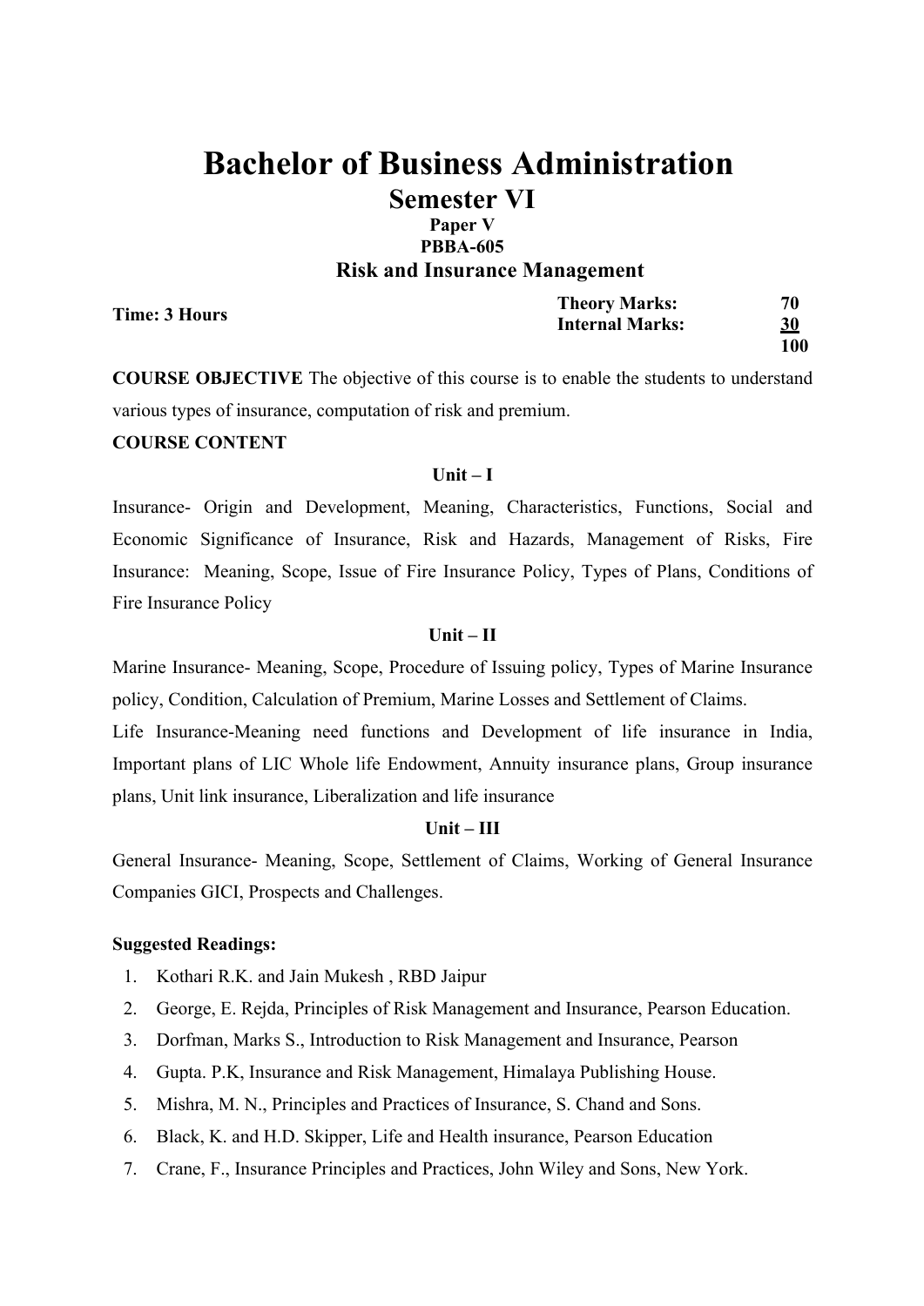# Bachelor of Business Administration

## Semester VI

**Paper V**

**PBBA-605**

### Risk and Insurance Management

| **Time: 3 Hours** | **Theory Marks:** | **70** |
|---|---|---|
| | **Internal Marks:** | **30** |
| | | **100** |

**COURSE OBJECTIVE** The objective of this course is to enable the students to understand various types of insurance, computation of risk and premium.

**COURSE CONTENT**

**Unit – I**

Insurance- Origin and Development, Meaning, Characteristics, Functions, Social and Economic Significance of Insurance, Risk and Hazards, Management of Risks, Fire Insurance: Meaning, Scope, Issue of Fire Insurance Policy, Types of Plans, Conditions of Fire Insurance Policy

**Unit – II**

Marine Insurance- Meaning, Scope, Procedure of Issuing policy, Types of Marine Insurance policy, Condition, Calculation of Premium, Marine Losses and Settlement of Claims.

Life Insurance-Meaning need functions and Development of life insurance in India, Important plans of LIC Whole life Endowment, Annuity insurance plans, Group insurance plans, Unit link insurance, Liberalization and life insurance

**Unit – III**

General Insurance- Meaning, Scope, Settlement of Claims, Working of General Insurance Companies GICI, Prospects and Challenges.

**Suggested Readings:**

1. Kothari R.K. and Jain Mukesh , RBD Jaipur
2. George, E. Rejda, Principles of Risk Management and Insurance, Pearson Education.
3. Dorfman, Marks S., Introduction to Risk Management and Insurance, Pearson
4. Gupta. P.K, Insurance and Risk Management, Himalaya Publishing House.
5. Mishra, M. N., Principles and Practices of Insurance, S. Chand and Sons.
6. Black, K. and H.D. Skipper, Life and Health insurance, Pearson Education
7. Crane, F., Insurance Principles and Practices, John Wiley and Sons, New York.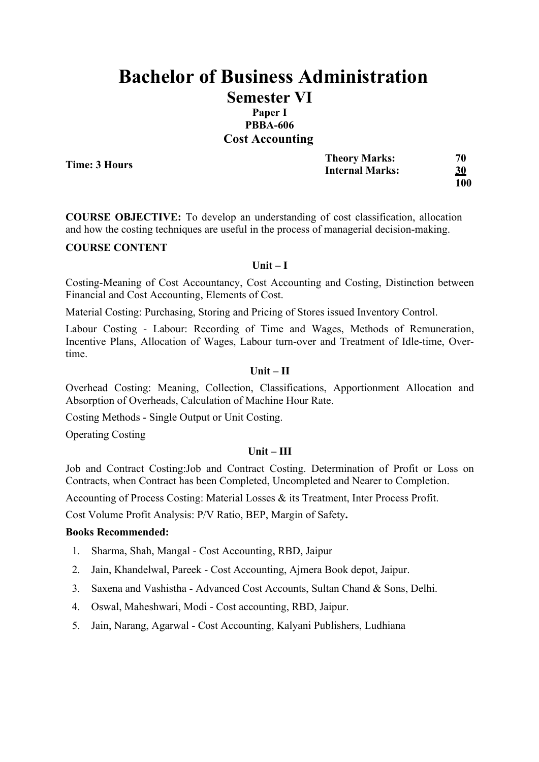# Bachelor of Business Administration

## Semester VI

**Paper I**

**PBBA-606**

## Cost Accounting

| | | |
|---|---|---|
| **Time: 3 Hours** | **Theory Marks:** | **70** |
| | **Internal Marks:** | **30** |
| | | **100** |

**COURSE OBJECTIVE:** To develop an understanding of cost classification, allocation and how the costing techniques are useful in the process of managerial decision-making.

**COURSE CONTENT**

**Unit – I**

Costing-Meaning of Cost Accountancy, Cost Accounting and Costing, Distinction between Financial and Cost Accounting, Elements of Cost.

Material Costing: Purchasing, Storing and Pricing of Stores issued Inventory Control.

Labour Costing - Labour: Recording of Time and Wages, Methods of Remuneration, Incentive Plans, Allocation of Wages, Labour turn-over and Treatment of Idle-time, Over-time.

**Unit – II**

Overhead Costing: Meaning, Collection, Classifications, Apportionment Allocation and Absorption of Overheads, Calculation of Machine Hour Rate.

Costing Methods - Single Output or Unit Costing.

Operating Costing

**Unit – III**

Job and Contract Costing:Job and Contract Costing. Determination of Profit or Loss on Contracts, when Contract has been Completed, Uncompleted and Nearer to Completion.

Accounting of Process Costing: Material Losses & its Treatment, Inter Process Profit.

Cost Volume Profit Analysis: P/V Ratio, BEP, Margin of Safety**.**

**Books Recommended:**

1. Sharma, Shah, Mangal - Cost Accounting, RBD, Jaipur
2. Jain, Khandelwal, Pareek - Cost Accounting, Ajmera Book depot, Jaipur.
3. Saxena and Vashistha - Advanced Cost Accounts, Sultan Chand & Sons, Delhi.
4. Oswal, Maheshwari, Modi - Cost accounting, RBD, Jaipur.
5. Jain, Narang, Agarwal - Cost Accounting, Kalyani Publishers, Ludhiana